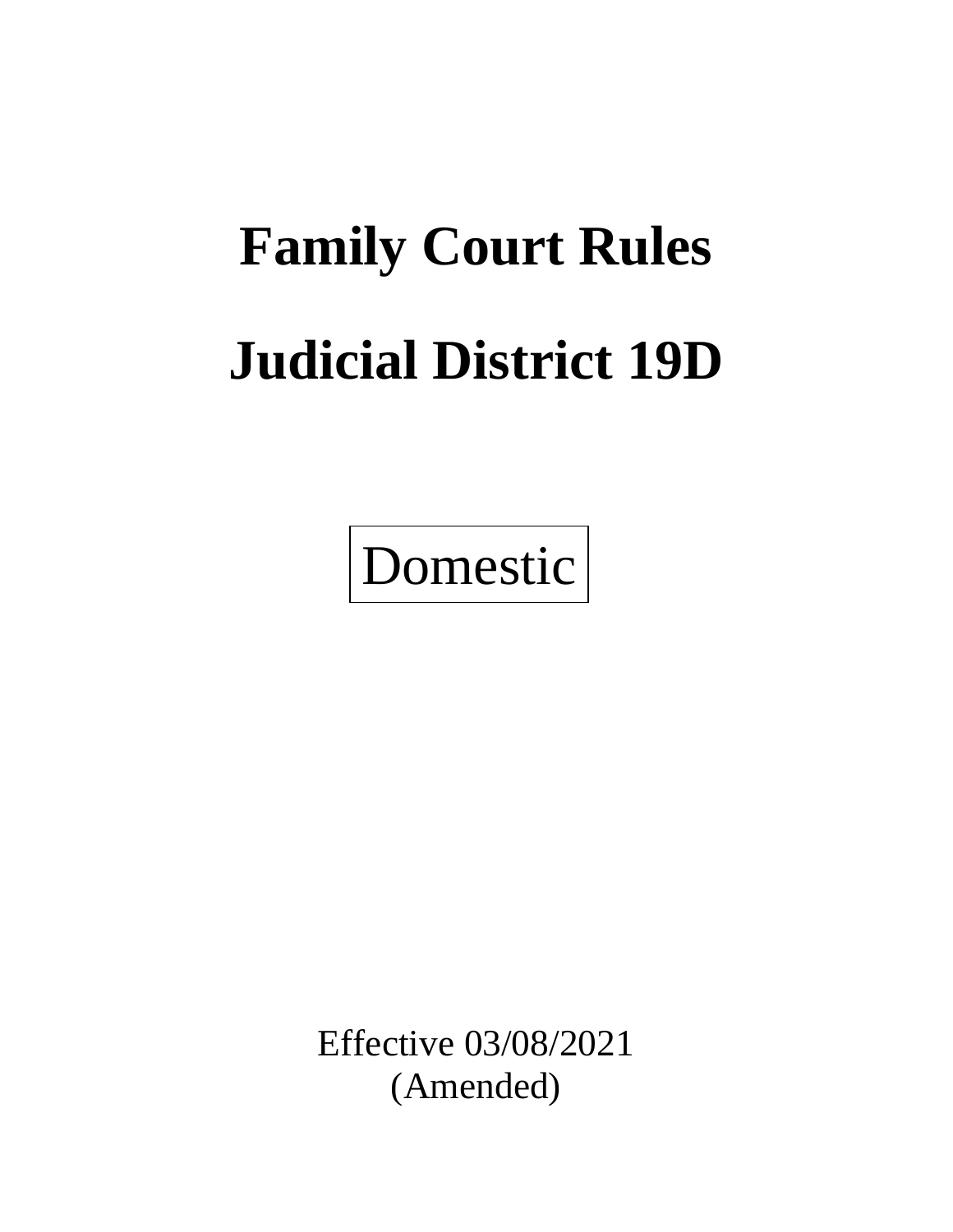# Family Court Rules

# Judicial District 19D

Domestic

Effective 03/08/2021
(Amended)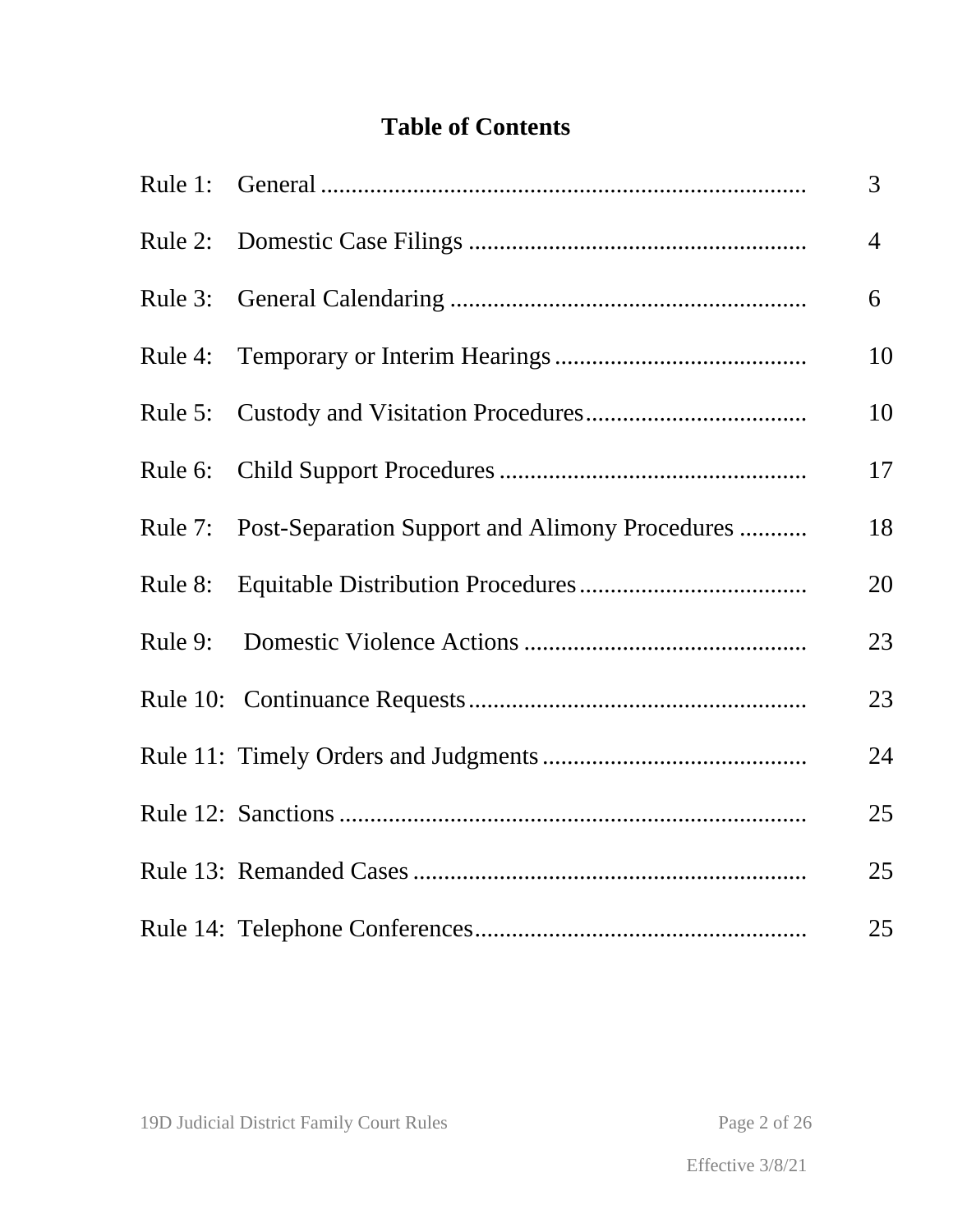# Table of Contents

| | | |
|---|---|---|
| Rule 1: | General | 3 |
| Rule 2: | Domestic Case Filings | 4 |
| Rule 3: | General Calendaring | 6 |
| Rule 4: | Temporary or Interim Hearings | 10 |
| Rule 5: | Custody and Visitation Procedures | 10 |
| Rule 6: | Child Support Procedures | 17 |
| Rule 7: | Post-Separation Support and Alimony Procedures | 18 |
| Rule 8: | Equitable Distribution Procedures | 20 |
| Rule 9: | Domestic Violence Actions | 23 |
| Rule 10: | Continuance Requests | 23 |
| Rule 11: | Timely Orders and Judgments | 24 |
| Rule 12: | Sanctions | 25 |
| Rule 13: | Remanded Cases | 25 |
| Rule 14: | Telephone Conferences | 25 |

Effective 3/8/21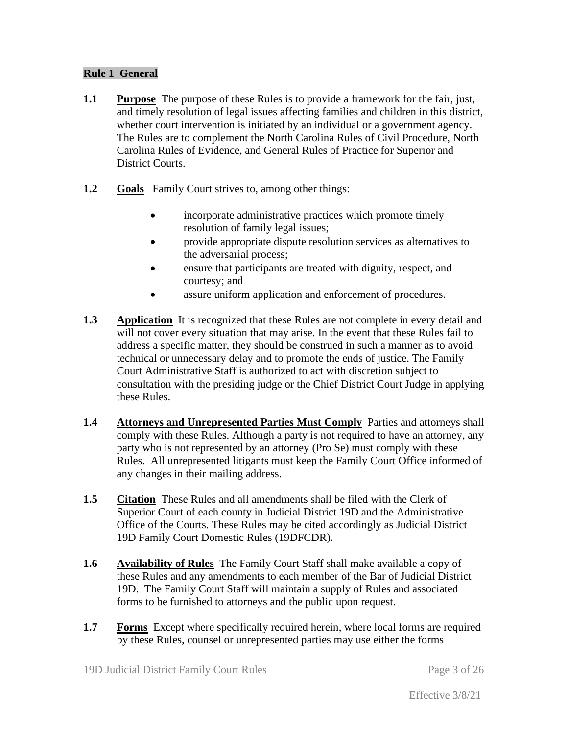## Rule 1 General

**1.1** **Purpose** The purpose of these Rules is to provide a framework for the fair, just, and timely resolution of legal issues affecting families and children in this district, whether court intervention is initiated by an individual or a government agency. The Rules are to complement the North Carolina Rules of Civil Procedure, North Carolina Rules of Evidence, and General Rules of Practice for Superior and District Courts.

**1.2** **Goals** Family Court strives to, among other things:

- incorporate administrative practices which promote timely resolution of family legal issues;
- provide appropriate dispute resolution services as alternatives to the adversarial process;
- ensure that participants are treated with dignity, respect, and courtesy; and
- assure uniform application and enforcement of procedures.

**1.3** **Application** It is recognized that these Rules are not complete in every detail and will not cover every situation that may arise. In the event that these Rules fail to address a specific matter, they should be construed in such a manner as to avoid technical or unnecessary delay and to promote the ends of justice. The Family Court Administrative Staff is authorized to act with discretion subject to consultation with the presiding judge or the Chief District Court Judge in applying these Rules.

**1.4** **Attorneys and Unrepresented Parties Must Comply** Parties and attorneys shall comply with these Rules. Although a party is not required to have an attorney, any party who is not represented by an attorney (Pro Se) must comply with these Rules. All unrepresented litigants must keep the Family Court Office informed of any changes in their mailing address.

**1.5** **Citation** These Rules and all amendments shall be filed with the Clerk of Superior Court of each county in Judicial District 19D and the Administrative Office of the Courts. These Rules may be cited accordingly as Judicial District 19D Family Court Domestic Rules (19DFCDR).

**1.6** **Availability of Rules** The Family Court Staff shall make available a copy of these Rules and any amendments to each member of the Bar of Judicial District 19D. The Family Court Staff will maintain a supply of Rules and associated forms to be furnished to attorneys and the public upon request.

**1.7** **Forms** Except where specifically required herein, where local forms are required by these Rules, counsel or unrepresented parties may use either the forms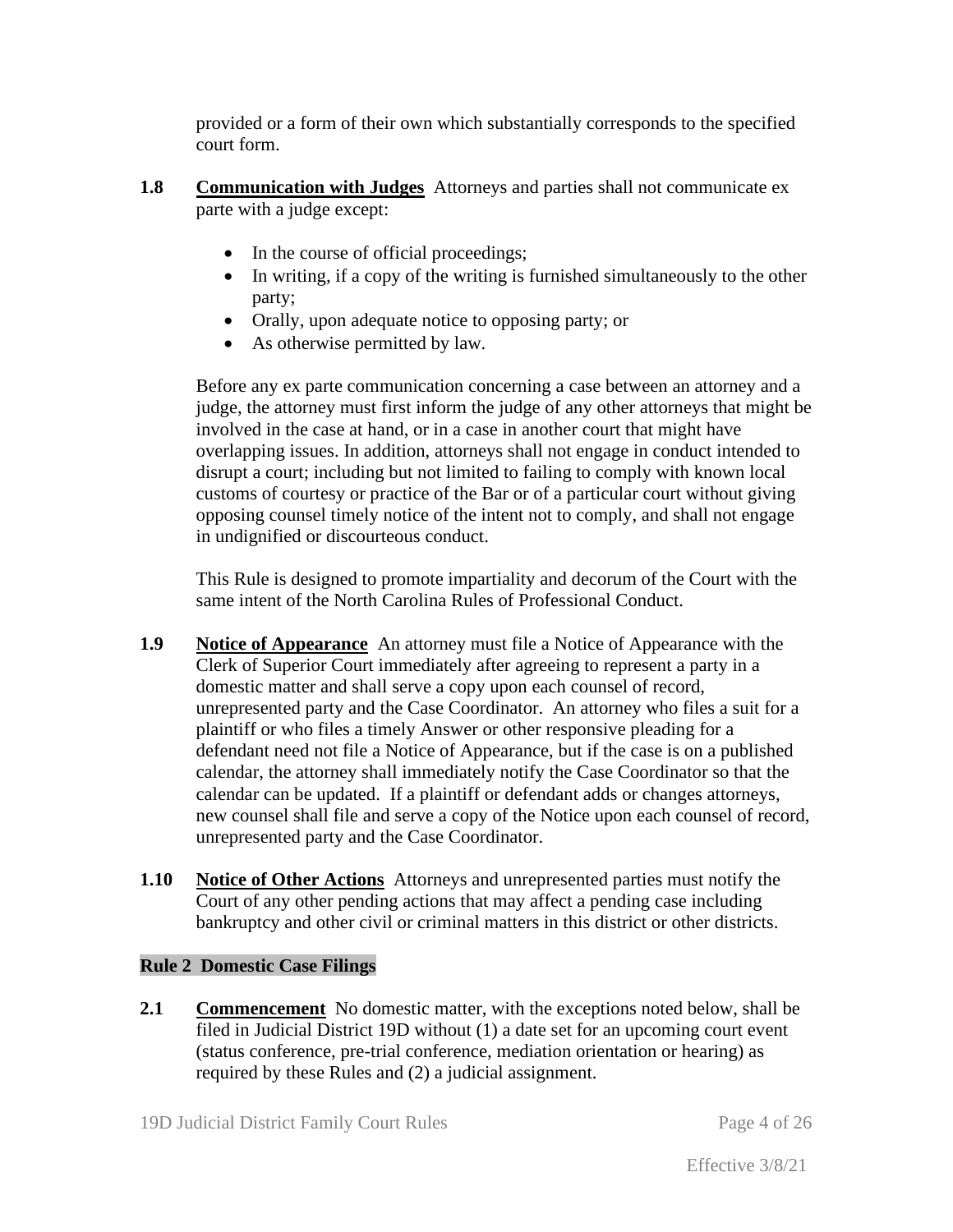provided or a form of their own which substantially corresponds to the specified court form.

**1.8** **Communication with Judges** Attorneys and parties shall not communicate ex parte with a judge except:

- In the course of official proceedings;
- In writing, if a copy of the writing is furnished simultaneously to the other party;
- Orally, upon adequate notice to opposing party; or
- As otherwise permitted by law.

Before any ex parte communication concerning a case between an attorney and a judge, the attorney must first inform the judge of any other attorneys that might be involved in the case at hand, or in a case in another court that might have overlapping issues. In addition, attorneys shall not engage in conduct intended to disrupt a court; including but not limited to failing to comply with known local customs of courtesy or practice of the Bar or of a particular court without giving opposing counsel timely notice of the intent not to comply, and shall not engage in undignified or discourteous conduct.

This Rule is designed to promote impartiality and decorum of the Court with the same intent of the North Carolina Rules of Professional Conduct.

**1.9** **Notice of Appearance** An attorney must file a Notice of Appearance with the Clerk of Superior Court immediately after agreeing to represent a party in a domestic matter and shall serve a copy upon each counsel of record, unrepresented party and the Case Coordinator. An attorney who files a suit for a plaintiff or who files a timely Answer or other responsive pleading for a defendant need not file a Notice of Appearance, but if the case is on a published calendar, the attorney shall immediately notify the Case Coordinator so that the calendar can be updated. If a plaintiff or defendant adds or changes attorneys, new counsel shall file and serve a copy of the Notice upon each counsel of record, unrepresented party and the Case Coordinator.

**1.10** **Notice of Other Actions** Attorneys and unrepresented parties must notify the Court of any other pending actions that may affect a pending case including bankruptcy and other civil or criminal matters in this district or other districts.

## Rule 2 Domestic Case Filings

**2.1** **Commencement** No domestic matter, with the exceptions noted below, shall be filed in Judicial District 19D without (1) a date set for an upcoming court event (status conference, pre-trial conference, mediation orientation or hearing) as required by these Rules and (2) a judicial assignment.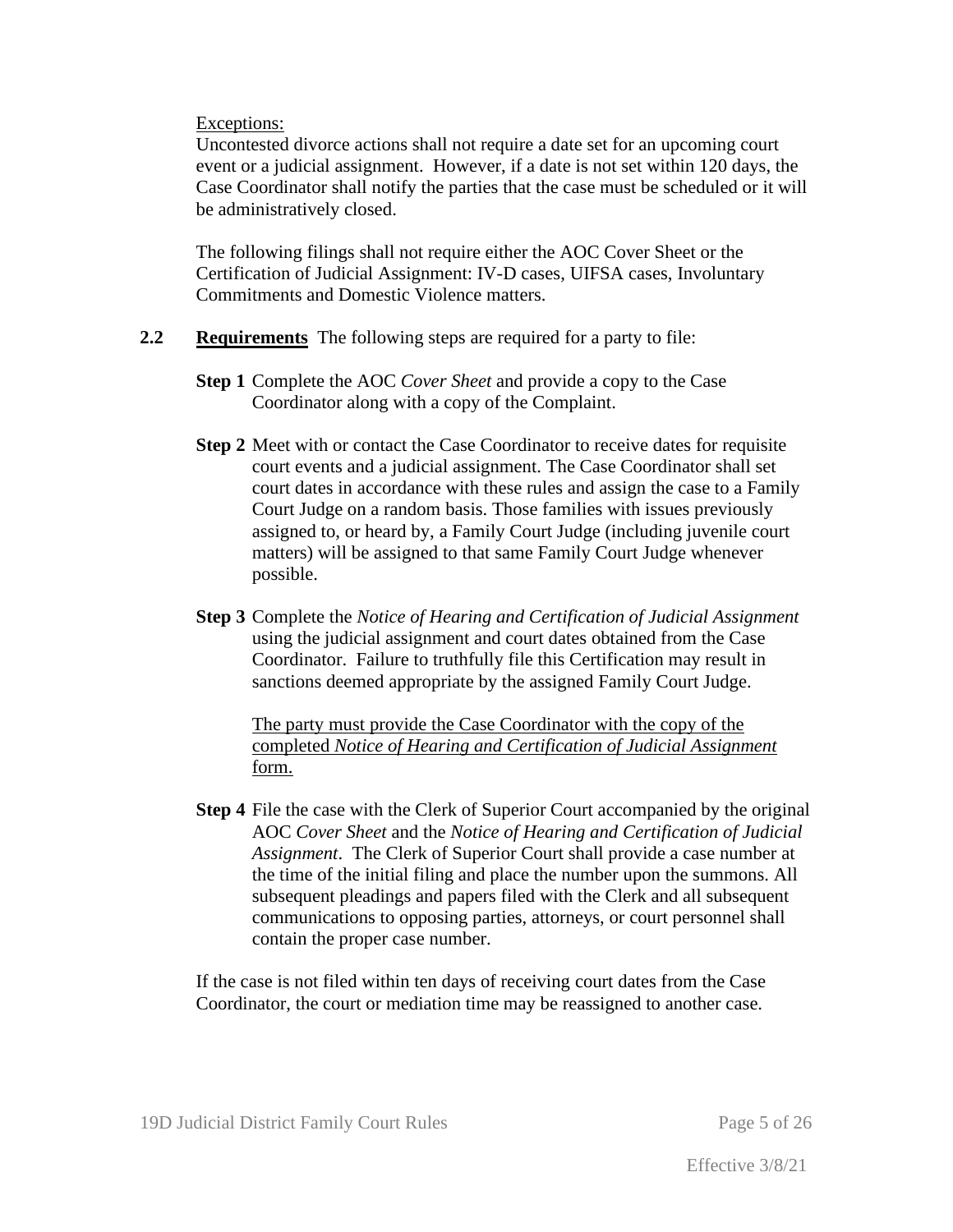Exceptions:

Uncontested divorce actions shall not require a date set for an upcoming court event or a judicial assignment. However, if a date is not set within 120 days, the Case Coordinator shall notify the parties that the case must be scheduled or it will be administratively closed.

The following filings shall not require either the AOC Cover Sheet or the Certification of Judicial Assignment: IV-D cases, UIFSA cases, Involuntary Commitments and Domestic Violence matters.

**2.2 Requirements** The following steps are required for a party to file:

**Step 1** Complete the AOC *Cover Sheet* and provide a copy to the Case Coordinator along with a copy of the Complaint.

**Step 2** Meet with or contact the Case Coordinator to receive dates for requisite court events and a judicial assignment. The Case Coordinator shall set court dates in accordance with these rules and assign the case to a Family Court Judge on a random basis. Those families with issues previously assigned to, or heard by, a Family Court Judge (including juvenile court matters) will be assigned to that same Family Court Judge whenever possible.

**Step 3** Complete the *Notice of Hearing and Certification of Judicial Assignment* using the judicial assignment and court dates obtained from the Case Coordinator. Failure to truthfully file this Certification may result in sanctions deemed appropriate by the assigned Family Court Judge.

The party must provide the Case Coordinator with the copy of the completed *Notice of Hearing and Certification of Judicial Assignment* form.

**Step 4** File the case with the Clerk of Superior Court accompanied by the original AOC *Cover Sheet* and the *Notice of Hearing and Certification of Judicial Assignment*. The Clerk of Superior Court shall provide a case number at the time of the initial filing and place the number upon the summons. All subsequent pleadings and papers filed with the Clerk and all subsequent communications to opposing parties, attorneys, or court personnel shall contain the proper case number.

If the case is not filed within ten days of receiving court dates from the Case Coordinator, the court or mediation time may be reassigned to another case.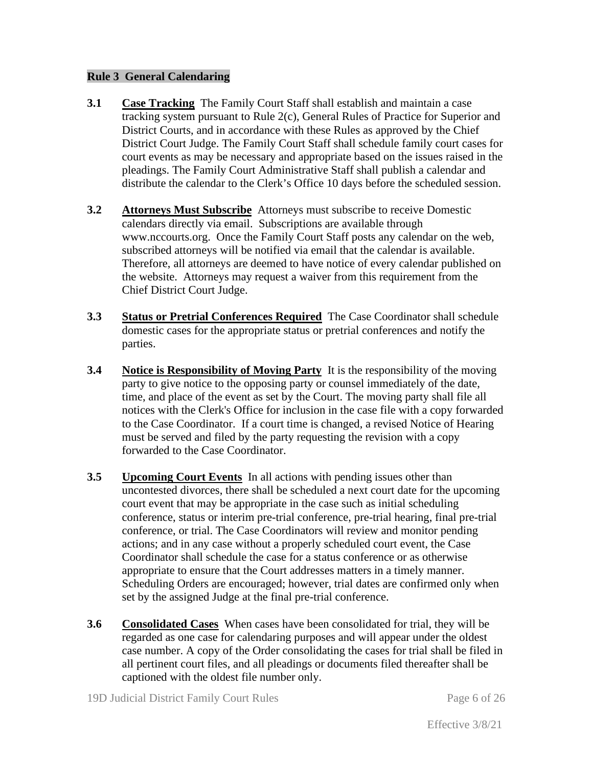## Rule 3 General Calendaring

**3.1** **Case Tracking** The Family Court Staff shall establish and maintain a case tracking system pursuant to Rule 2(c), General Rules of Practice for Superior and District Courts, and in accordance with these Rules as approved by the Chief District Court Judge. The Family Court Staff shall schedule family court cases for court events as may be necessary and appropriate based on the issues raised in the pleadings. The Family Court Administrative Staff shall publish a calendar and distribute the calendar to the Clerk's Office 10 days before the scheduled session.

**3.2** **Attorneys Must Subscribe** Attorneys must subscribe to receive Domestic calendars directly via email. Subscriptions are available through www.nccourts.org. Once the Family Court Staff posts any calendar on the web, subscribed attorneys will be notified via email that the calendar is available. Therefore, all attorneys are deemed to have notice of every calendar published on the website. Attorneys may request a waiver from this requirement from the Chief District Court Judge.

**3.3** **Status or Pretrial Conferences Required** The Case Coordinator shall schedule domestic cases for the appropriate status or pretrial conferences and notify the parties.

**3.4** **Notice is Responsibility of Moving Party** It is the responsibility of the moving party to give notice to the opposing party or counsel immediately of the date, time, and place of the event as set by the Court. The moving party shall file all notices with the Clerk's Office for inclusion in the case file with a copy forwarded to the Case Coordinator. If a court time is changed, a revised Notice of Hearing must be served and filed by the party requesting the revision with a copy forwarded to the Case Coordinator.

**3.5** **Upcoming Court Events** In all actions with pending issues other than uncontested divorces, there shall be scheduled a next court date for the upcoming court event that may be appropriate in the case such as initial scheduling conference, status or interim pre-trial conference, pre-trial hearing, final pre-trial conference, or trial. The Case Coordinators will review and monitor pending actions; and in any case without a properly scheduled court event, the Case Coordinator shall schedule the case for a status conference or as otherwise appropriate to ensure that the Court addresses matters in a timely manner. Scheduling Orders are encouraged; however, trial dates are confirmed only when set by the assigned Judge at the final pre-trial conference.

**3.6** **Consolidated Cases** When cases have been consolidated for trial, they will be regarded as one case for calendaring purposes and will appear under the oldest case number. A copy of the Order consolidating the cases for trial shall be filed in all pertinent court files, and all pleadings or documents filed thereafter shall be captioned with the oldest file number only.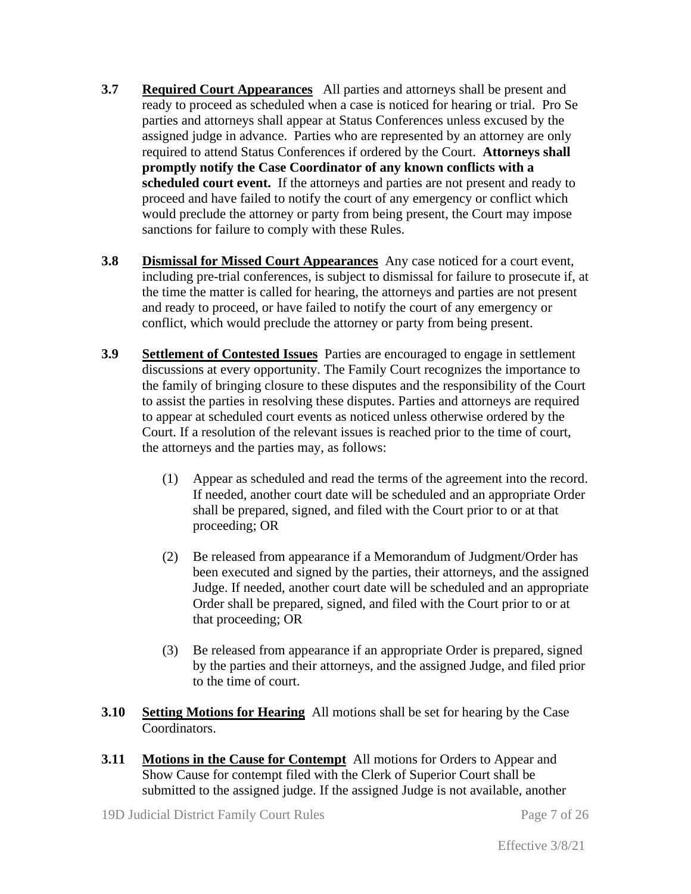**3.7** **Required Court Appearances** All parties and attorneys shall be present and ready to proceed as scheduled when a case is noticed for hearing or trial. Pro Se parties and attorneys shall appear at Status Conferences unless excused by the assigned judge in advance. Parties who are represented by an attorney are only required to attend Status Conferences if ordered by the Court. **Attorneys shall promptly notify the Case Coordinator of any known conflicts with a scheduled court event.** If the attorneys and parties are not present and ready to proceed and have failed to notify the court of any emergency or conflict which would preclude the attorney or party from being present, the Court may impose sanctions for failure to comply with these Rules.

**3.8** **Dismissal for Missed Court Appearances** Any case noticed for a court event, including pre-trial conferences, is subject to dismissal for failure to prosecute if, at the time the matter is called for hearing, the attorneys and parties are not present and ready to proceed, or have failed to notify the court of any emergency or conflict, which would preclude the attorney or party from being present.

**3.9** **Settlement of Contested Issues** Parties are encouraged to engage in settlement discussions at every opportunity. The Family Court recognizes the importance to the family of bringing closure to these disputes and the responsibility of the Court to assist the parties in resolving these disputes. Parties and attorneys are required to appear at scheduled court events as noticed unless otherwise ordered by the Court. If a resolution of the relevant issues is reached prior to the time of court, the attorneys and the parties may, as follows:

(1) Appear as scheduled and read the terms of the agreement into the record. If needed, another court date will be scheduled and an appropriate Order shall be prepared, signed, and filed with the Court prior to or at that proceeding; OR

(2) Be released from appearance if a Memorandum of Judgment/Order has been executed and signed by the parties, their attorneys, and the assigned Judge. If needed, another court date will be scheduled and an appropriate Order shall be prepared, signed, and filed with the Court prior to or at that proceeding; OR

(3) Be released from appearance if an appropriate Order is prepared, signed by the parties and their attorneys, and the assigned Judge, and filed prior to the time of court.

**3.10** **Setting Motions for Hearing** All motions shall be set for hearing by the Case Coordinators.

**3.11** **Motions in the Cause for Contempt** All motions for Orders to Appear and Show Cause for contempt filed with the Clerk of Superior Court shall be submitted to the assigned judge. If the assigned Judge is not available, another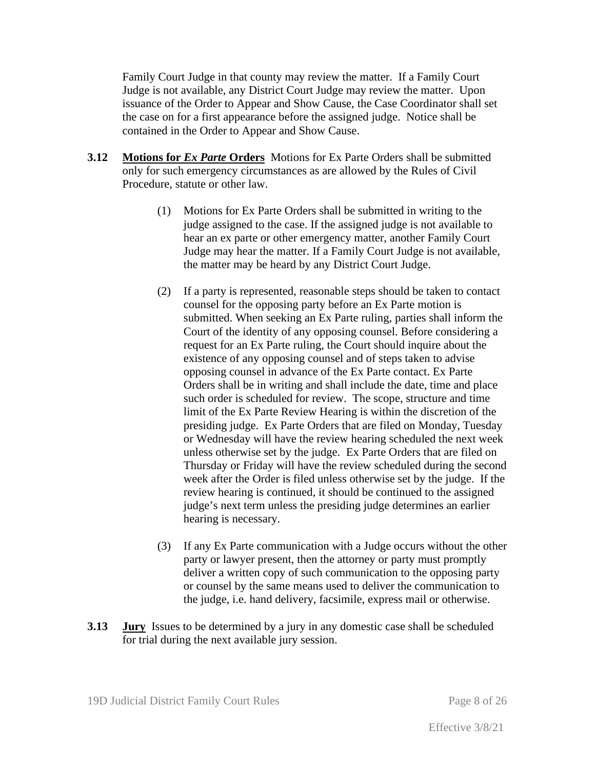Family Court Judge in that county may review the matter. If a Family Court Judge is not available, any District Court Judge may review the matter. Upon issuance of the Order to Appear and Show Cause, the Case Coordinator shall set the case on for a first appearance before the assigned judge. Notice shall be contained in the Order to Appear and Show Cause.

**3.12 Motions for *Ex Parte* Orders** Motions for Ex Parte Orders shall be submitted only for such emergency circumstances as are allowed by the Rules of Civil Procedure, statute or other law.

(1) Motions for Ex Parte Orders shall be submitted in writing to the judge assigned to the case. If the assigned judge is not available to hear an ex parte or other emergency matter, another Family Court Judge may hear the matter. If a Family Court Judge is not available, the matter may be heard by any District Court Judge.

(2) If a party is represented, reasonable steps should be taken to contact counsel for the opposing party before an Ex Parte motion is submitted. When seeking an Ex Parte ruling, parties shall inform the Court of the identity of any opposing counsel. Before considering a request for an Ex Parte ruling, the Court should inquire about the existence of any opposing counsel and of steps taken to advise opposing counsel in advance of the Ex Parte contact. Ex Parte Orders shall be in writing and shall include the date, time and place such order is scheduled for review. The scope, structure and time limit of the Ex Parte Review Hearing is within the discretion of the presiding judge. Ex Parte Orders that are filed on Monday, Tuesday or Wednesday will have the review hearing scheduled the next week unless otherwise set by the judge. Ex Parte Orders that are filed on Thursday or Friday will have the review scheduled during the second week after the Order is filed unless otherwise set by the judge. If the review hearing is continued, it should be continued to the assigned judge's next term unless the presiding judge determines an earlier hearing is necessary.

(3) If any Ex Parte communication with a Judge occurs without the other party or lawyer present, then the attorney or party must promptly deliver a written copy of such communication to the opposing party or counsel by the same means used to deliver the communication to the judge, i.e. hand delivery, facsimile, express mail or otherwise.

**3.13 Jury** Issues to be determined by a jury in any domestic case shall be scheduled for trial during the next available jury session.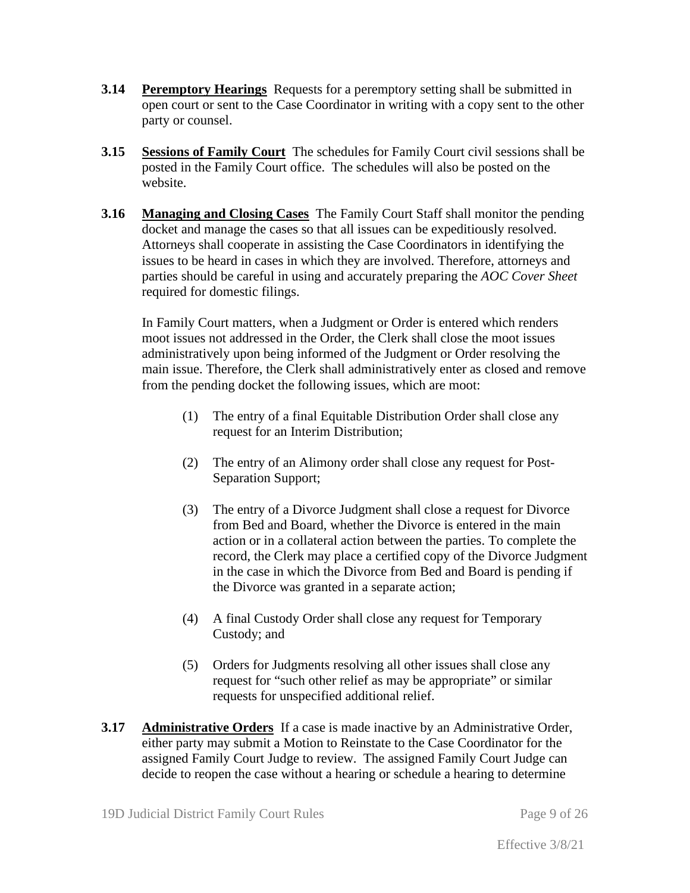**3.14** **Peremptory Hearings** Requests for a peremptory setting shall be submitted in open court or sent to the Case Coordinator in writing with a copy sent to the other party or counsel.

**3.15** **Sessions of Family Court** The schedules for Family Court civil sessions shall be posted in the Family Court office. The schedules will also be posted on the website.

**3.16** **Managing and Closing Cases** The Family Court Staff shall monitor the pending docket and manage the cases so that all issues can be expeditiously resolved. Attorneys shall cooperate in assisting the Case Coordinators in identifying the issues to be heard in cases in which they are involved. Therefore, attorneys and parties should be careful in using and accurately preparing the *AOC Cover Sheet* required for domestic filings.

In Family Court matters, when a Judgment or Order is entered which renders moot issues not addressed in the Order, the Clerk shall close the moot issues administratively upon being informed of the Judgment or Order resolving the main issue. Therefore, the Clerk shall administratively enter as closed and remove from the pending docket the following issues, which are moot:

(1) The entry of a final Equitable Distribution Order shall close any request for an Interim Distribution;

(2) The entry of an Alimony order shall close any request for Post-Separation Support;

(3) The entry of a Divorce Judgment shall close a request for Divorce from Bed and Board, whether the Divorce is entered in the main action or in a collateral action between the parties. To complete the record, the Clerk may place a certified copy of the Divorce Judgment in the case in which the Divorce from Bed and Board is pending if the Divorce was granted in a separate action;

(4) A final Custody Order shall close any request for Temporary Custody; and

(5) Orders for Judgments resolving all other issues shall close any request for "such other relief as may be appropriate" or similar requests for unspecified additional relief.

**3.17** **Administrative Orders** If a case is made inactive by an Administrative Order, either party may submit a Motion to Reinstate to the Case Coordinator for the assigned Family Court Judge to review. The assigned Family Court Judge can decide to reopen the case without a hearing or schedule a hearing to determine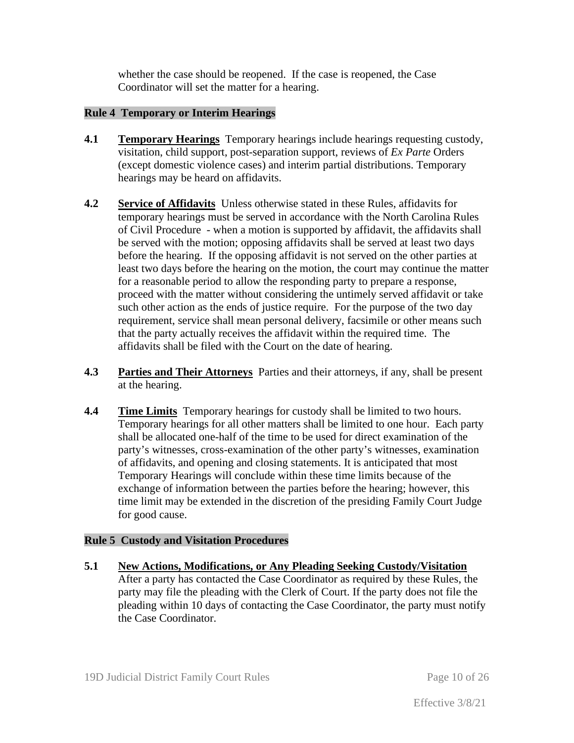whether the case should be reopened. If the case is reopened, the Case Coordinator will set the matter for a hearing.

## Rule 4 Temporary or Interim Hearings

**4.1** **<u>Temporary Hearings</u>** Temporary hearings include hearings requesting custody, visitation, child support, post-separation support, reviews of *Ex Parte* Orders (except domestic violence cases) and interim partial distributions. Temporary hearings may be heard on affidavits.

**4.2** **<u>Service of Affidavits</u>** Unless otherwise stated in these Rules, affidavits for temporary hearings must be served in accordance with the North Carolina Rules of Civil Procedure - when a motion is supported by affidavit, the affidavits shall be served with the motion; opposing affidavits shall be served at least two days before the hearing. If the opposing affidavit is not served on the other parties at least two days before the hearing on the motion, the court may continue the matter for a reasonable period to allow the responding party to prepare a response, proceed with the matter without considering the untimely served affidavit or take such other action as the ends of justice require. For the purpose of the two day requirement, service shall mean personal delivery, facsimile or other means such that the party actually receives the affidavit within the required time. The affidavits shall be filed with the Court on the date of hearing.

**4.3** **<u>Parties and Their Attorneys</u>** Parties and their attorneys, if any, shall be present at the hearing.

**4.4** **<u>Time Limits</u>** Temporary hearings for custody shall be limited to two hours. Temporary hearings for all other matters shall be limited to one hour. Each party shall be allocated one-half of the time to be used for direct examination of the party's witnesses, cross-examination of the other party's witnesses, examination of affidavits, and opening and closing statements. It is anticipated that most Temporary Hearings will conclude within these time limits because of the exchange of information between the parties before the hearing; however, this time limit may be extended in the discretion of the presiding Family Court Judge for good cause.

## Rule 5 Custody and Visitation Procedures

**5.1** **<u>New Actions, Modifications, or Any Pleading Seeking Custody/Visitation</u>** After a party has contacted the Case Coordinator as required by these Rules, the party may file the pleading with the Clerk of Court. If the party does not file the pleading within 10 days of contacting the Case Coordinator, the party must notify the Case Coordinator.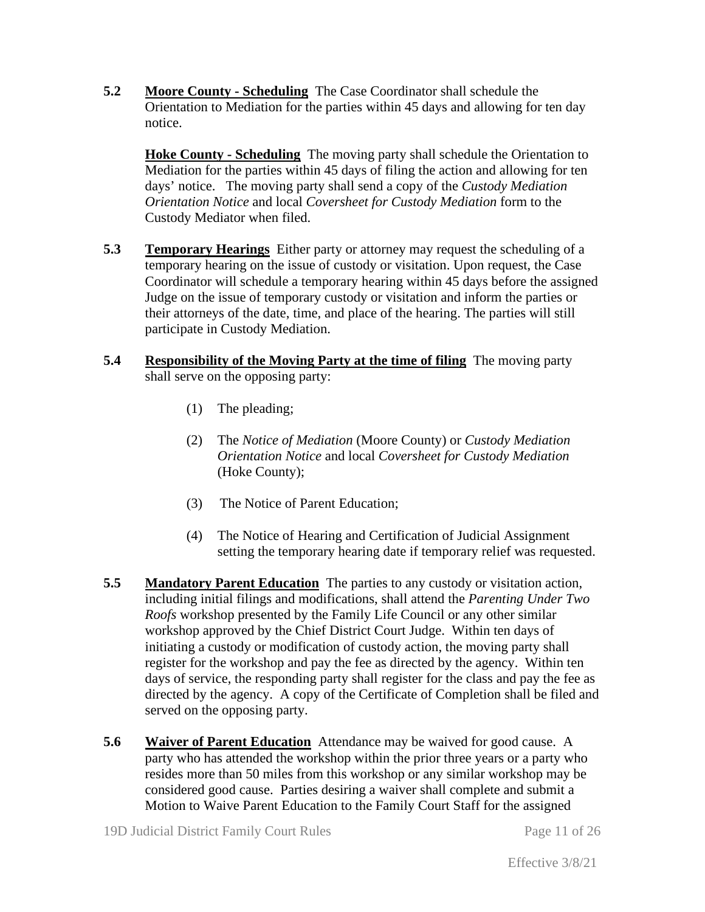**5.2** **Moore County - Scheduling** The Case Coordinator shall schedule the Orientation to Mediation for the parties within 45 days and allowing for ten day notice.

**Hoke County - Scheduling** The moving party shall schedule the Orientation to Mediation for the parties within 45 days of filing the action and allowing for ten days' notice. The moving party shall send a copy of the *Custody Mediation Orientation Notice* and local *Coversheet for Custody Mediation* form to the Custody Mediator when filed.

**5.3** **Temporary Hearings** Either party or attorney may request the scheduling of a temporary hearing on the issue of custody or visitation. Upon request, the Case Coordinator will schedule a temporary hearing within 45 days before the assigned Judge on the issue of temporary custody or visitation and inform the parties or their attorneys of the date, time, and place of the hearing. The parties will still participate in Custody Mediation.

**5.4** **Responsibility of the Moving Party at the time of filing** The moving party shall serve on the opposing party:

(1) The pleading;

(2) The *Notice of Mediation* (Moore County) or *Custody Mediation Orientation Notice* and local *Coversheet for Custody Mediation* (Hoke County);

(3) The Notice of Parent Education;

(4) The Notice of Hearing and Certification of Judicial Assignment setting the temporary hearing date if temporary relief was requested.

**5.5** **Mandatory Parent Education** The parties to any custody or visitation action, including initial filings and modifications, shall attend the *Parenting Under Two Roofs* workshop presented by the Family Life Council or any other similar workshop approved by the Chief District Court Judge. Within ten days of initiating a custody or modification of custody action, the moving party shall register for the workshop and pay the fee as directed by the agency. Within ten days of service, the responding party shall register for the class and pay the fee as directed by the agency. A copy of the Certificate of Completion shall be filed and served on the opposing party.

**5.6** **Waiver of Parent Education** Attendance may be waived for good cause. A party who has attended the workshop within the prior three years or a party who resides more than 50 miles from this workshop or any similar workshop may be considered good cause. Parties desiring a waiver shall complete and submit a Motion to Waive Parent Education to the Family Court Staff for the assigned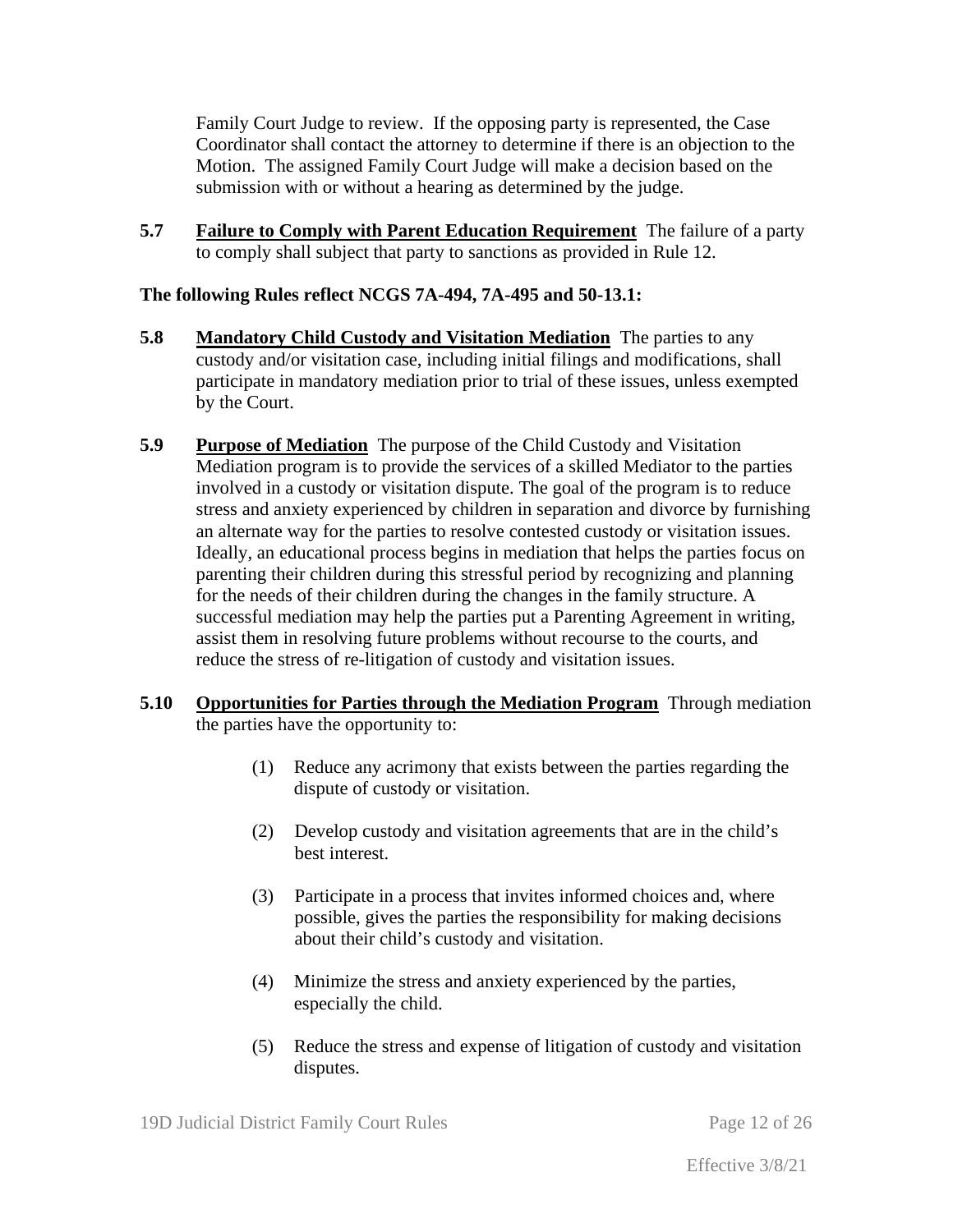Family Court Judge to review. If the opposing party is represented, the Case Coordinator shall contact the attorney to determine if there is an objection to the Motion. The assigned Family Court Judge will make a decision based on the submission with or without a hearing as determined by the judge.

**5.7** **Failure to Comply with Parent Education Requirement** The failure of a party to comply shall subject that party to sanctions as provided in Rule 12.

**The following Rules reflect NCGS 7A-494, 7A-495 and 50-13.1:**

**5.8** **Mandatory Child Custody and Visitation Mediation** The parties to any custody and/or visitation case, including initial filings and modifications, shall participate in mandatory mediation prior to trial of these issues, unless exempted by the Court.

**5.9** **Purpose of Mediation** The purpose of the Child Custody and Visitation Mediation program is to provide the services of a skilled Mediator to the parties involved in a custody or visitation dispute. The goal of the program is to reduce stress and anxiety experienced by children in separation and divorce by furnishing an alternate way for the parties to resolve contested custody or visitation issues. Ideally, an educational process begins in mediation that helps the parties focus on parenting their children during this stressful period by recognizing and planning for the needs of their children during the changes in the family structure. A successful mediation may help the parties put a Parenting Agreement in writing, assist them in resolving future problems without recourse to the courts, and reduce the stress of re-litigation of custody and visitation issues.

**5.10** **Opportunities for Parties through the Mediation Program** Through mediation the parties have the opportunity to:

(1) Reduce any acrimony that exists between the parties regarding the dispute of custody or visitation.

(2) Develop custody and visitation agreements that are in the child's best interest.

(3) Participate in a process that invites informed choices and, where possible, gives the parties the responsibility for making decisions about their child's custody and visitation.

(4) Minimize the stress and anxiety experienced by the parties, especially the child.

(5) Reduce the stress and expense of litigation of custody and visitation disputes.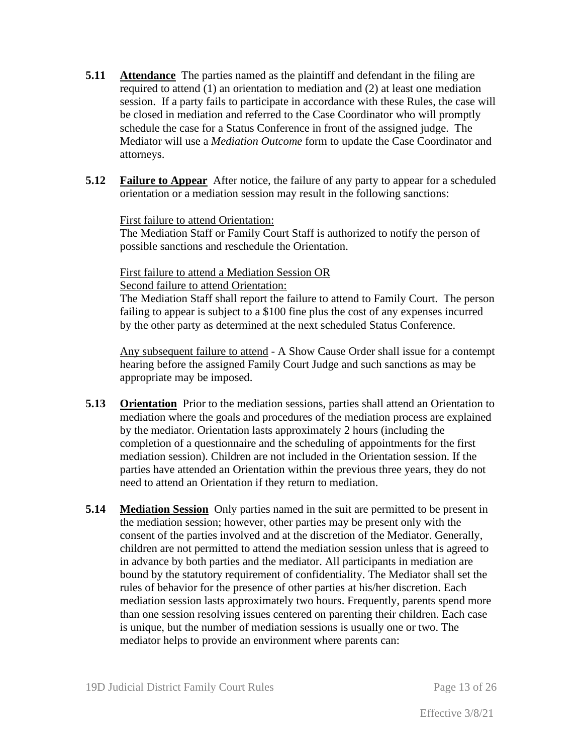**5.11** **Attendance** The parties named as the plaintiff and defendant in the filing are required to attend (1) an orientation to mediation and (2) at least one mediation session. If a party fails to participate in accordance with these Rules, the case will be closed in mediation and referred to the Case Coordinator who will promptly schedule the case for a Status Conference in front of the assigned judge. The Mediator will use a *Mediation Outcome* form to update the Case Coordinator and attorneys.

**5.12** **Failure to Appear** After notice, the failure of any party to appear for a scheduled orientation or a mediation session may result in the following sanctions:

First failure to attend Orientation:
The Mediation Staff or Family Court Staff is authorized to notify the person of possible sanctions and reschedule the Orientation.

First failure to attend a Mediation Session OR
Second failure to attend Orientation:
The Mediation Staff shall report the failure to attend to Family Court. The person failing to appear is subject to a $100 fine plus the cost of any expenses incurred by the other party as determined at the next scheduled Status Conference.

Any subsequent failure to attend - A Show Cause Order shall issue for a contempt hearing before the assigned Family Court Judge and such sanctions as may be appropriate may be imposed.

**5.13** **Orientation** Prior to the mediation sessions, parties shall attend an Orientation to mediation where the goals and procedures of the mediation process are explained by the mediator. Orientation lasts approximately 2 hours (including the completion of a questionnaire and the scheduling of appointments for the first mediation session). Children are not included in the Orientation session. If the parties have attended an Orientation within the previous three years, they do not need to attend an Orientation if they return to mediation.

**5.14** **Mediation Session** Only parties named in the suit are permitted to be present in the mediation session; however, other parties may be present only with the consent of the parties involved and at the discretion of the Mediator. Generally, children are not permitted to attend the mediation session unless that is agreed to in advance by both parties and the mediator. All participants in mediation are bound by the statutory requirement of confidentiality. The Mediator shall set the rules of behavior for the presence of other parties at his/her discretion. Each mediation session lasts approximately two hours. Frequently, parents spend more than one session resolving issues centered on parenting their children. Each case is unique, but the number of mediation sessions is usually one or two. The mediator helps to provide an environment where parents can: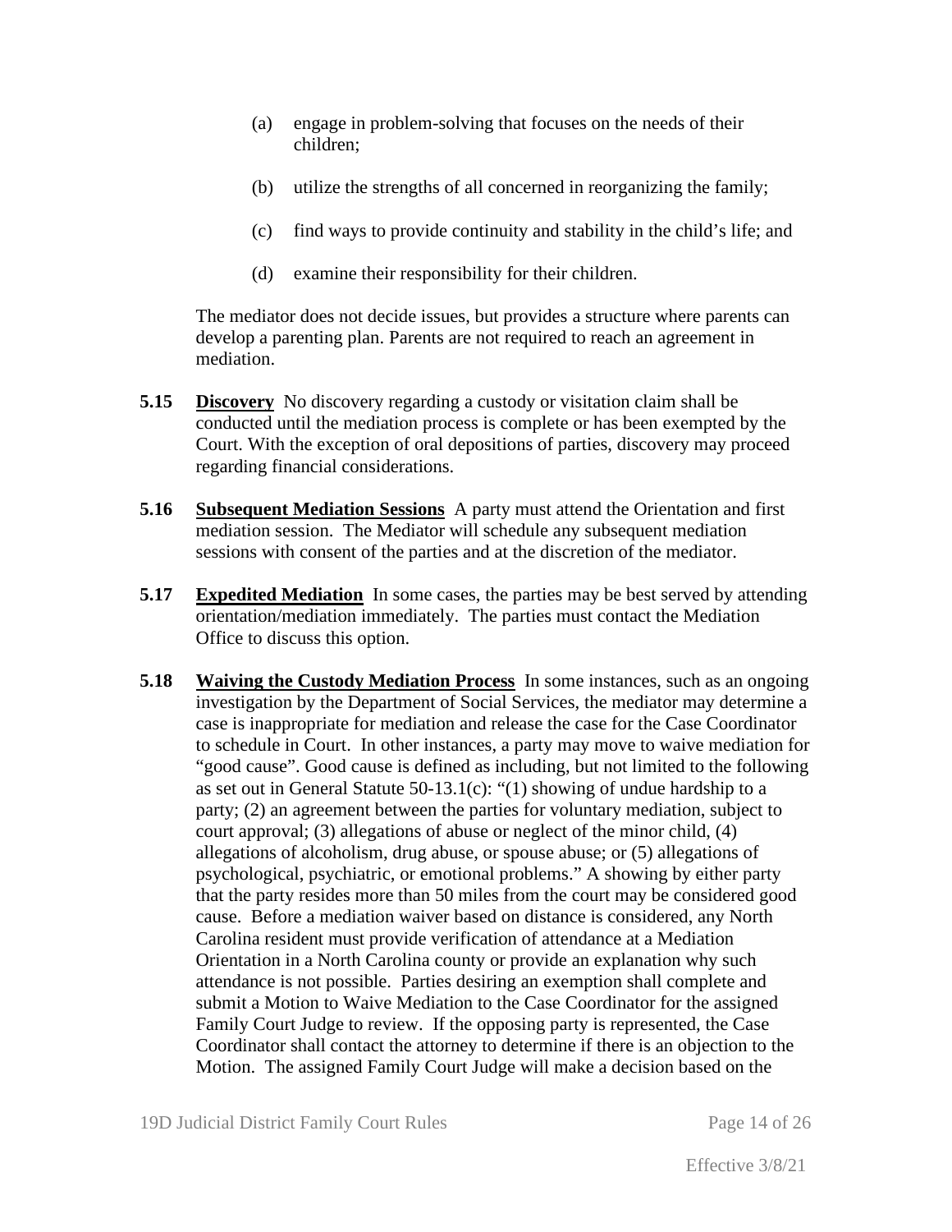(a) engage in problem-solving that focuses on the needs of their children;

(b) utilize the strengths of all concerned in reorganizing the family;

(c) find ways to provide continuity and stability in the child's life; and

(d) examine their responsibility for their children.

The mediator does not decide issues, but provides a structure where parents can develop a parenting plan. Parents are not required to reach an agreement in mediation.

**5.15** **Discovery** No discovery regarding a custody or visitation claim shall be conducted until the mediation process is complete or has been exempted by the Court. With the exception of oral depositions of parties, discovery may proceed regarding financial considerations.

**5.16** **Subsequent Mediation Sessions** A party must attend the Orientation and first mediation session. The Mediator will schedule any subsequent mediation sessions with consent of the parties and at the discretion of the mediator.

**5.17** **Expedited Mediation** In some cases, the parties may be best served by attending orientation/mediation immediately. The parties must contact the Mediation Office to discuss this option.

**5.18** **Waiving the Custody Mediation Process** In some instances, such as an ongoing investigation by the Department of Social Services, the mediator may determine a case is inappropriate for mediation and release the case for the Case Coordinator to schedule in Court. In other instances, a party may move to waive mediation for "good cause". Good cause is defined as including, but not limited to the following as set out in General Statute 50-13.1(c): "(1) showing of undue hardship to a party; (2) an agreement between the parties for voluntary mediation, subject to court approval; (3) allegations of abuse or neglect of the minor child, (4) allegations of alcoholism, drug abuse, or spouse abuse; or (5) allegations of psychological, psychiatric, or emotional problems." A showing by either party that the party resides more than 50 miles from the court may be considered good cause. Before a mediation waiver based on distance is considered, any North Carolina resident must provide verification of attendance at a Mediation Orientation in a North Carolina county or provide an explanation why such attendance is not possible. Parties desiring an exemption shall complete and submit a Motion to Waive Mediation to the Case Coordinator for the assigned Family Court Judge to review. If the opposing party is represented, the Case Coordinator shall contact the attorney to determine if there is an objection to the Motion. The assigned Family Court Judge will make a decision based on the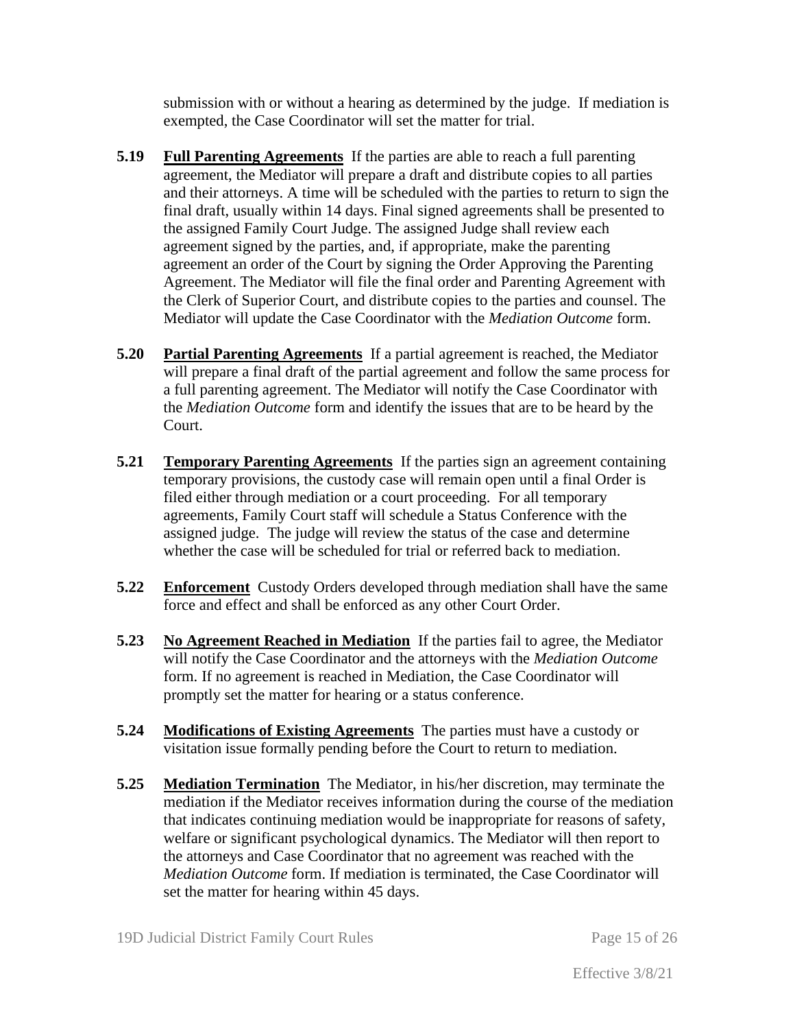submission with or without a hearing as determined by the judge. If mediation is exempted, the Case Coordinator will set the matter for trial.

**5.19** **Full Parenting Agreements** If the parties are able to reach a full parenting agreement, the Mediator will prepare a draft and distribute copies to all parties and their attorneys. A time will be scheduled with the parties to return to sign the final draft, usually within 14 days. Final signed agreements shall be presented to the assigned Family Court Judge. The assigned Judge shall review each agreement signed by the parties, and, if appropriate, make the parenting agreement an order of the Court by signing the Order Approving the Parenting Agreement. The Mediator will file the final order and Parenting Agreement with the Clerk of Superior Court, and distribute copies to the parties and counsel. The Mediator will update the Case Coordinator with the *Mediation Outcome* form.

**5.20** **Partial Parenting Agreements** If a partial agreement is reached, the Mediator will prepare a final draft of the partial agreement and follow the same process for a full parenting agreement. The Mediator will notify the Case Coordinator with the *Mediation Outcome* form and identify the issues that are to be heard by the Court.

**5.21** **Temporary Parenting Agreements** If the parties sign an agreement containing temporary provisions, the custody case will remain open until a final Order is filed either through mediation or a court proceeding. For all temporary agreements, Family Court staff will schedule a Status Conference with the assigned judge. The judge will review the status of the case and determine whether the case will be scheduled for trial or referred back to mediation.

**5.22** **Enforcement** Custody Orders developed through mediation shall have the same force and effect and shall be enforced as any other Court Order.

**5.23** **No Agreement Reached in Mediation** If the parties fail to agree, the Mediator will notify the Case Coordinator and the attorneys with the *Mediation Outcome* form. If no agreement is reached in Mediation, the Case Coordinator will promptly set the matter for hearing or a status conference.

**5.24** **Modifications of Existing Agreements** The parties must have a custody or visitation issue formally pending before the Court to return to mediation.

**5.25** **Mediation Termination** The Mediator, in his/her discretion, may terminate the mediation if the Mediator receives information during the course of the mediation that indicates continuing mediation would be inappropriate for reasons of safety, welfare or significant psychological dynamics. The Mediator will then report to the attorneys and Case Coordinator that no agreement was reached with the *Mediation Outcome* form. If mediation is terminated, the Case Coordinator will set the matter for hearing within 45 days.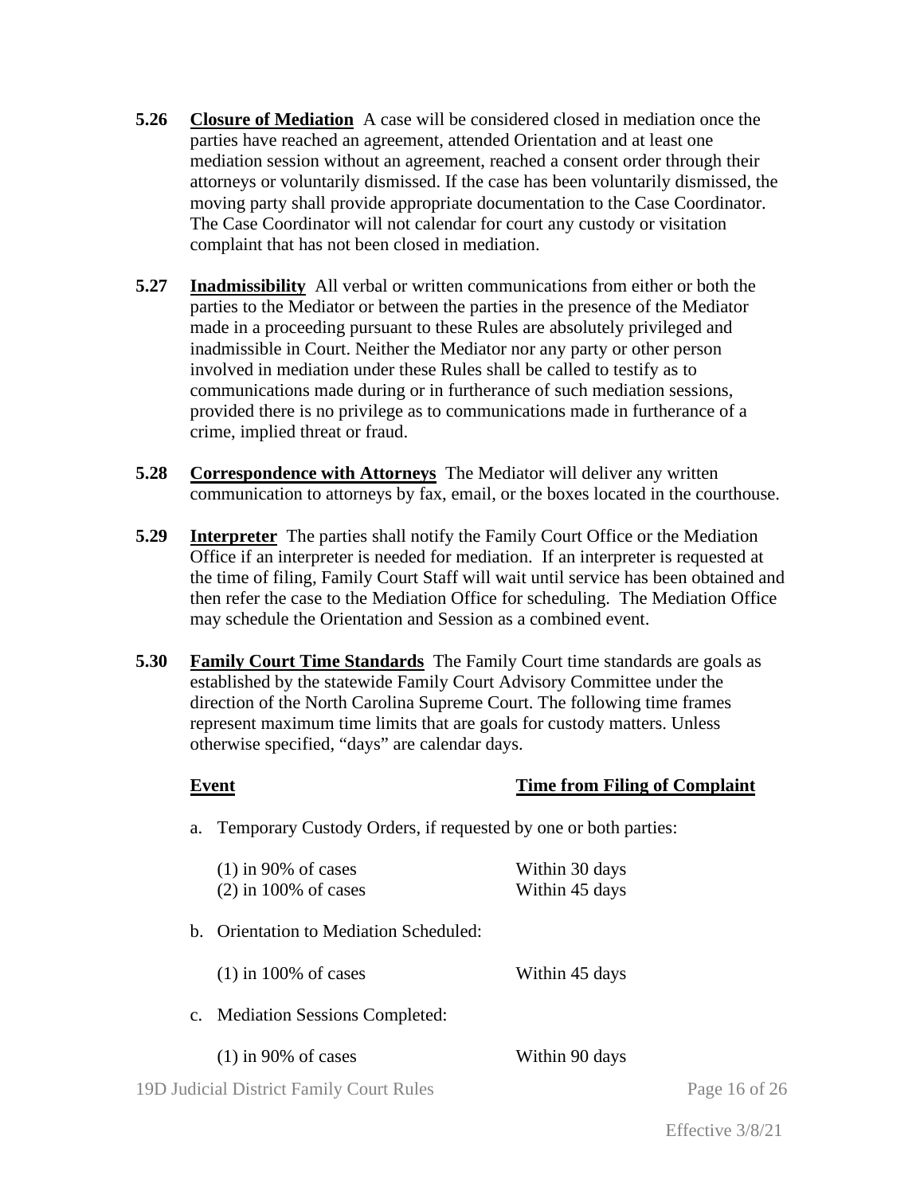**5.26** **Closure of Mediation** A case will be considered closed in mediation once the parties have reached an agreement, attended Orientation and at least one mediation session without an agreement, reached a consent order through their attorneys or voluntarily dismissed. If the case has been voluntarily dismissed, the moving party shall provide appropriate documentation to the Case Coordinator. The Case Coordinator will not calendar for court any custody or visitation complaint that has not been closed in mediation.

**5.27** **Inadmissibility** All verbal or written communications from either or both the parties to the Mediator or between the parties in the presence of the Mediator made in a proceeding pursuant to these Rules are absolutely privileged and inadmissible in Court. Neither the Mediator nor any party or other person involved in mediation under these Rules shall be called to testify as to communications made during or in furtherance of such mediation sessions, provided there is no privilege as to communications made in furtherance of a crime, implied threat or fraud.

**5.28** **Correspondence with Attorneys** The Mediator will deliver any written communication to attorneys by fax, email, or the boxes located in the courthouse.

**5.29** **Interpreter** The parties shall notify the Family Court Office or the Mediation Office if an interpreter is needed for mediation. If an interpreter is requested at the time of filing, Family Court Staff will wait until service has been obtained and then refer the case to the Mediation Office for scheduling. The Mediation Office may schedule the Orientation and Session as a combined event.

**5.30** **Family Court Time Standards** The Family Court time standards are goals as established by the statewide Family Court Advisory Committee under the direction of the North Carolina Supreme Court. The following time frames represent maximum time limits that are goals for custody matters. Unless otherwise specified, "days" are calendar days.

| Event | Time from Filing of Complaint |
|---|---|
| a. Temporary Custody Orders, if requested by one or both parties: | |
| (1) in 90% of cases | Within 30 days |
| (2) in 100% of cases | Within 45 days |
| b. Orientation to Mediation Scheduled: | |
| (1) in 100% of cases | Within 45 days |
| c. Mediation Sessions Completed: | |
| (1) in 90% of cases | Within 90 days |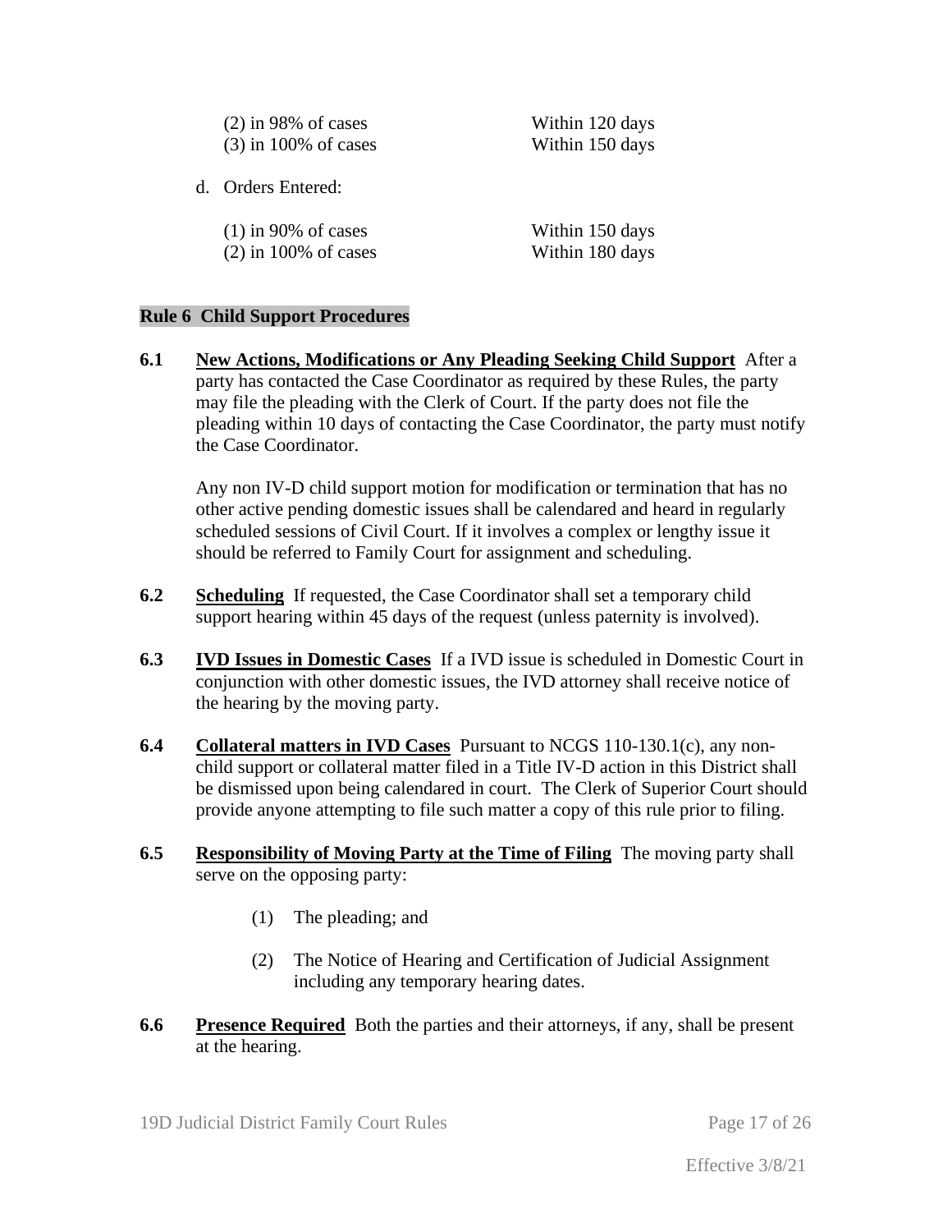| | |
|---|---|
| (2) in 98% of cases | Within 120 days |
| (3) in 100% of cases | Within 150 days |

d. Orders Entered:

| | |
|---|---|
| (1) in 90% of cases | Within 150 days |
| (2) in 100% of cases | Within 180 days |

## Rule 6 Child Support Procedures

**6.1** **New Actions, Modifications or Any Pleading Seeking Child Support** After a party has contacted the Case Coordinator as required by these Rules, the party may file the pleading with the Clerk of Court. If the party does not file the pleading within 10 days of contacting the Case Coordinator, the party must notify the Case Coordinator.

Any non IV-D child support motion for modification or termination that has no other active pending domestic issues shall be calendared and heard in regularly scheduled sessions of Civil Court. If it involves a complex or lengthy issue it should be referred to Family Court for assignment and scheduling.

**6.2** **Scheduling** If requested, the Case Coordinator shall set a temporary child support hearing within 45 days of the request (unless paternity is involved).

**6.3** **IVD Issues in Domestic Cases** If a IVD issue is scheduled in Domestic Court in conjunction with other domestic issues, the IVD attorney shall receive notice of the hearing by the moving party.

**6.4** **Collateral matters in IVD Cases** Pursuant to NCGS 110-130.1(c), any non-child support or collateral matter filed in a Title IV-D action in this District shall be dismissed upon being calendared in court. The Clerk of Superior Court should provide anyone attempting to file such matter a copy of this rule prior to filing.

**6.5** **Responsibility of Moving Party at the Time of Filing** The moving party shall serve on the opposing party:

(1) The pleading; and

(2) The Notice of Hearing and Certification of Judicial Assignment including any temporary hearing dates.

**6.6** **Presence Required** Both the parties and their attorneys, if any, shall be present at the hearing.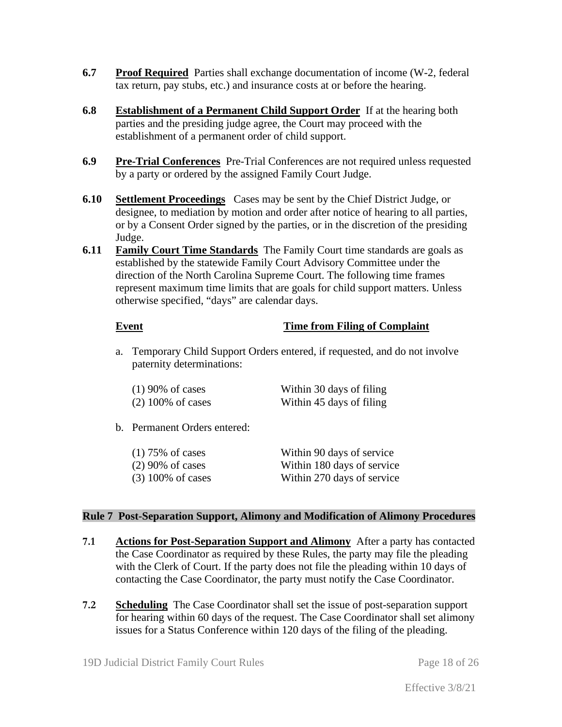**6.7** **Proof Required** Parties shall exchange documentation of income (W-2, federal tax return, pay stubs, etc.) and insurance costs at or before the hearing.

**6.8** **Establishment of a Permanent Child Support Order** If at the hearing both parties and the presiding judge agree, the Court may proceed with the establishment of a permanent order of child support.

**6.9** **Pre-Trial Conferences** Pre-Trial Conferences are not required unless requested by a party or ordered by the assigned Family Court Judge.

**6.10** **Settlement Proceedings** Cases may be sent by the Chief District Judge, or designee, to mediation by motion and order after notice of hearing to all parties, or by a Consent Order signed by the parties, or in the discretion of the presiding Judge.

**6.11** **Family Court Time Standards** The Family Court time standards are goals as established by the statewide Family Court Advisory Committee under the direction of the North Carolina Supreme Court. The following time frames represent maximum time limits that are goals for child support matters. Unless otherwise specified, "days" are calendar days.

| Event | Time from Filing of Complaint |
|---|---|
| a. Temporary Child Support Orders entered, if requested, and do not involve paternity determinations: | |
| (1) 90% of cases | Within 30 days of filing |
| (2) 100% of cases | Within 45 days of filing |
| b. Permanent Orders entered: | |
| (1) 75% of cases | Within 90 days of service |
| (2) 90% of cases | Within 180 days of service |
| (3) 100% of cases | Within 270 days of service |

## Rule 7 Post-Separation Support, Alimony and Modification of Alimony Procedures

**7.1** **Actions for Post-Separation Support and Alimony** After a party has contacted the Case Coordinator as required by these Rules, the party may file the pleading with the Clerk of Court. If the party does not file the pleading within 10 days of contacting the Case Coordinator, the party must notify the Case Coordinator.

**7.2** **Scheduling** The Case Coordinator shall set the issue of post-separation support for hearing within 60 days of the request. The Case Coordinator shall set alimony issues for a Status Conference within 120 days of the filing of the pleading.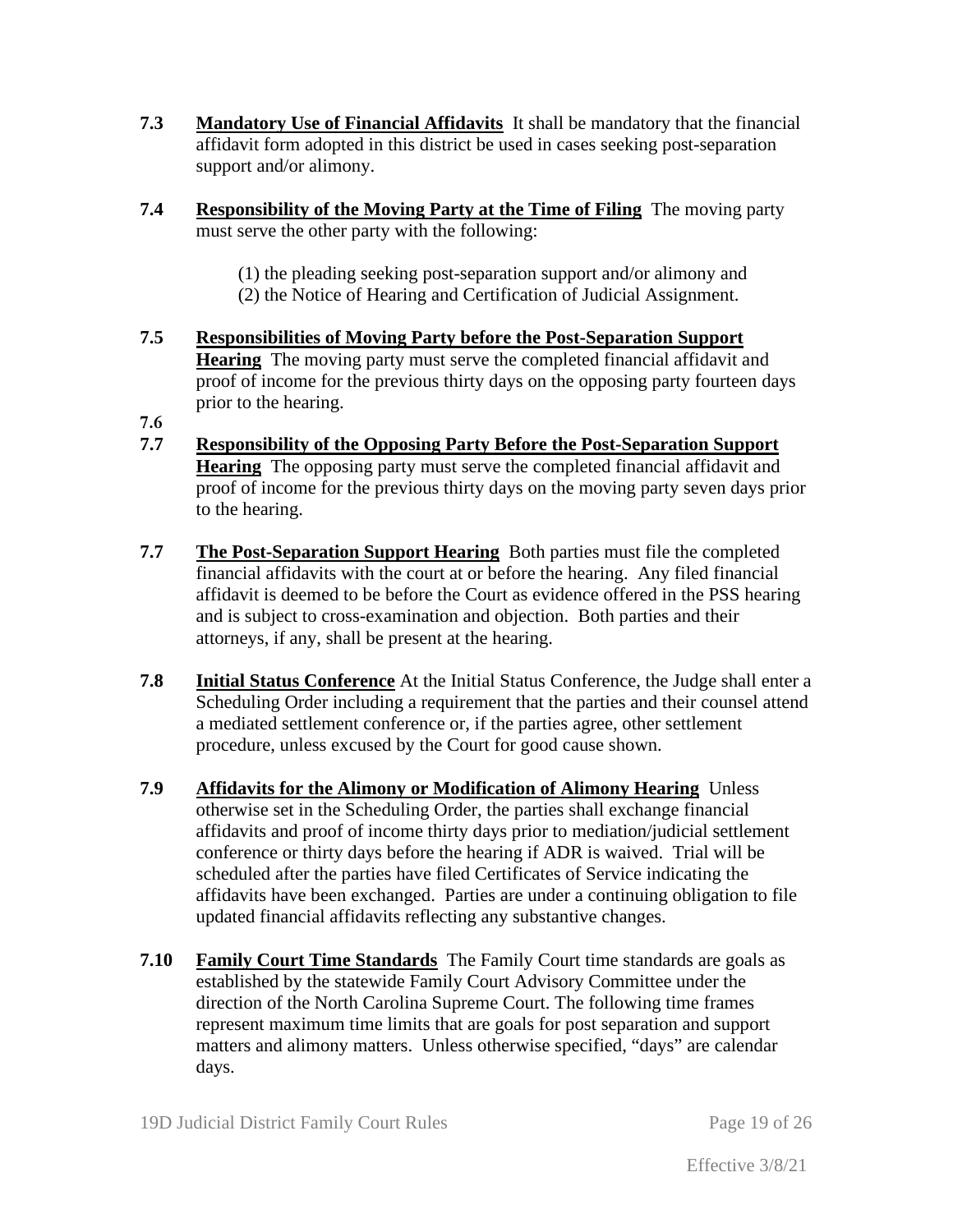**7.3** **Mandatory Use of Financial Affidavits** It shall be mandatory that the financial affidavit form adopted in this district be used in cases seeking post-separation support and/or alimony.

**7.4** **Responsibility of the Moving Party at the Time of Filing** The moving party must serve the other party with the following:

(1) the pleading seeking post-separation support and/or alimony and
(2) the Notice of Hearing and Certification of Judicial Assignment.

**7.5** **Responsibilities of Moving Party before the Post-Separation Support Hearing** The moving party must serve the completed financial affidavit and proof of income for the previous thirty days on the opposing party fourteen days prior to the hearing.

**7.6**

**7.7** **Responsibility of the Opposing Party Before the Post-Separation Support Hearing** The opposing party must serve the completed financial affidavit and proof of income for the previous thirty days on the moving party seven days prior to the hearing.

**7.7** **The Post-Separation Support Hearing** Both parties must file the completed financial affidavits with the court at or before the hearing. Any filed financial affidavit is deemed to be before the Court as evidence offered in the PSS hearing and is subject to cross-examination and objection. Both parties and their attorneys, if any, shall be present at the hearing.

**7.8** **Initial Status Conference** At the Initial Status Conference, the Judge shall enter a Scheduling Order including a requirement that the parties and their counsel attend a mediated settlement conference or, if the parties agree, other settlement procedure, unless excused by the Court for good cause shown.

**7.9** **Affidavits for the Alimony or Modification of Alimony Hearing** Unless otherwise set in the Scheduling Order, the parties shall exchange financial affidavits and proof of income thirty days prior to mediation/judicial settlement conference or thirty days before the hearing if ADR is waived. Trial will be scheduled after the parties have filed Certificates of Service indicating the affidavits have been exchanged. Parties are under a continuing obligation to file updated financial affidavits reflecting any substantive changes.

**7.10** **Family Court Time Standards** The Family Court time standards are goals as established by the statewide Family Court Advisory Committee under the direction of the North Carolina Supreme Court. The following time frames represent maximum time limits that are goals for post separation and support matters and alimony matters. Unless otherwise specified, "days" are calendar days.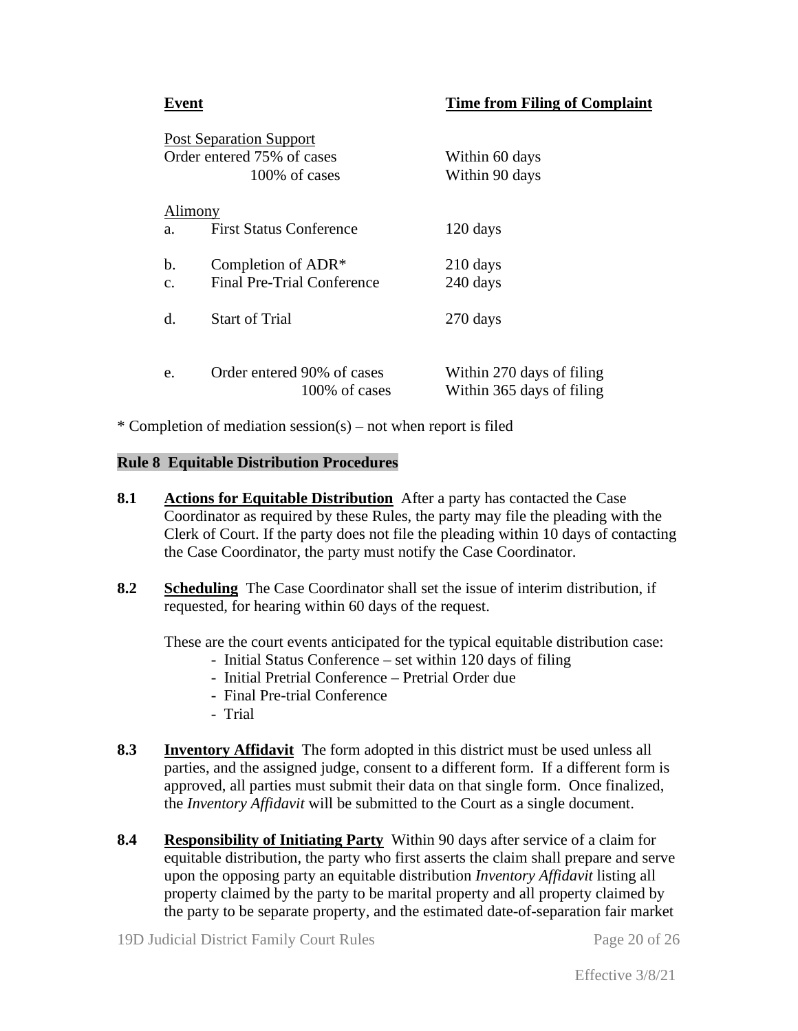| Event | | Time from Filing of Complaint |
|---|---|---|
| Post Separation Support | | |
| Order entered 75% of cases | | Within 60 days |
| 100% of cases | | Within 90 days |
| Alimony | | |
| a. | First Status Conference | 120 days |
| b. | Completion of ADR* | 210 days |
| c. | Final Pre-Trial Conference | 240 days |
| d. | Start of Trial | 270 days |
| e. | Order entered 90% of cases | Within 270 days of filing |
| | 100% of cases | Within 365 days of filing |

* Completion of mediation session(s) – not when report is filed

## Rule 8 Equitable Distribution Procedures

**8.1** **Actions for Equitable Distribution** After a party has contacted the Case Coordinator as required by these Rules, the party may file the pleading with the Clerk of Court. If the party does not file the pleading within 10 days of contacting the Case Coordinator, the party must notify the Case Coordinator.

**8.2** **Scheduling** The Case Coordinator shall set the issue of interim distribution, if requested, for hearing within 60 days of the request.

These are the court events anticipated for the typical equitable distribution case:

- Initial Status Conference – set within 120 days of filing
- Initial Pretrial Conference – Pretrial Order due
- Final Pre-trial Conference
- Trial

**8.3** **Inventory Affidavit** The form adopted in this district must be used unless all parties, and the assigned judge, consent to a different form. If a different form is approved, all parties must submit their data on that single form. Once finalized, the *Inventory Affidavit* will be submitted to the Court as a single document.

**8.4** **Responsibility of Initiating Party** Within 90 days after service of a claim for equitable distribution, the party who first asserts the claim shall prepare and serve upon the opposing party an equitable distribution *Inventory Affidavit* listing all property claimed by the party to be marital property and all property claimed by the party to be separate property, and the estimated date-of-separation fair market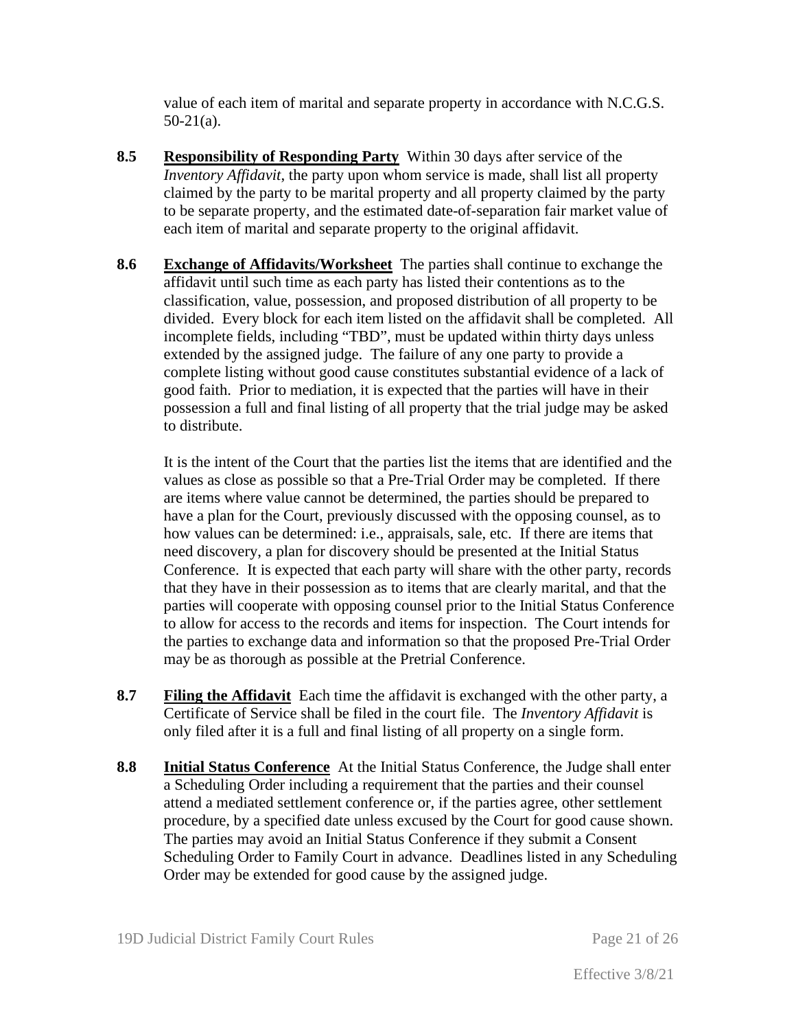value of each item of marital and separate property in accordance with N.C.G.S. 50-21(a).

**8.5** **Responsibility of Responding Party** Within 30 days after service of the *Inventory Affidavit*, the party upon whom service is made, shall list all property claimed by the party to be marital property and all property claimed by the party to be separate property, and the estimated date-of-separation fair market value of each item of marital and separate property to the original affidavit.

**8.6** **Exchange of Affidavits/Worksheet** The parties shall continue to exchange the affidavit until such time as each party has listed their contentions as to the classification, value, possession, and proposed distribution of all property to be divided. Every block for each item listed on the affidavit shall be completed. All incomplete fields, including "TBD", must be updated within thirty days unless extended by the assigned judge. The failure of any one party to provide a complete listing without good cause constitutes substantial evidence of a lack of good faith. Prior to mediation, it is expected that the parties will have in their possession a full and final listing of all property that the trial judge may be asked to distribute.

It is the intent of the Court that the parties list the items that are identified and the values as close as possible so that a Pre-Trial Order may be completed. If there are items where value cannot be determined, the parties should be prepared to have a plan for the Court, previously discussed with the opposing counsel, as to how values can be determined: i.e., appraisals, sale, etc. If there are items that need discovery, a plan for discovery should be presented at the Initial Status Conference. It is expected that each party will share with the other party, records that they have in their possession as to items that are clearly marital, and that the parties will cooperate with opposing counsel prior to the Initial Status Conference to allow for access to the records and items for inspection. The Court intends for the parties to exchange data and information so that the proposed Pre-Trial Order may be as thorough as possible at the Pretrial Conference.

**8.7** **Filing the Affidavit** Each time the affidavit is exchanged with the other party, a Certificate of Service shall be filed in the court file. The *Inventory Affidavit* is only filed after it is a full and final listing of all property on a single form.

**8.8** **Initial Status Conference** At the Initial Status Conference, the Judge shall enter a Scheduling Order including a requirement that the parties and their counsel attend a mediated settlement conference or, if the parties agree, other settlement procedure, by a specified date unless excused by the Court for good cause shown. The parties may avoid an Initial Status Conference if they submit a Consent Scheduling Order to Family Court in advance. Deadlines listed in any Scheduling Order may be extended for good cause by the assigned judge.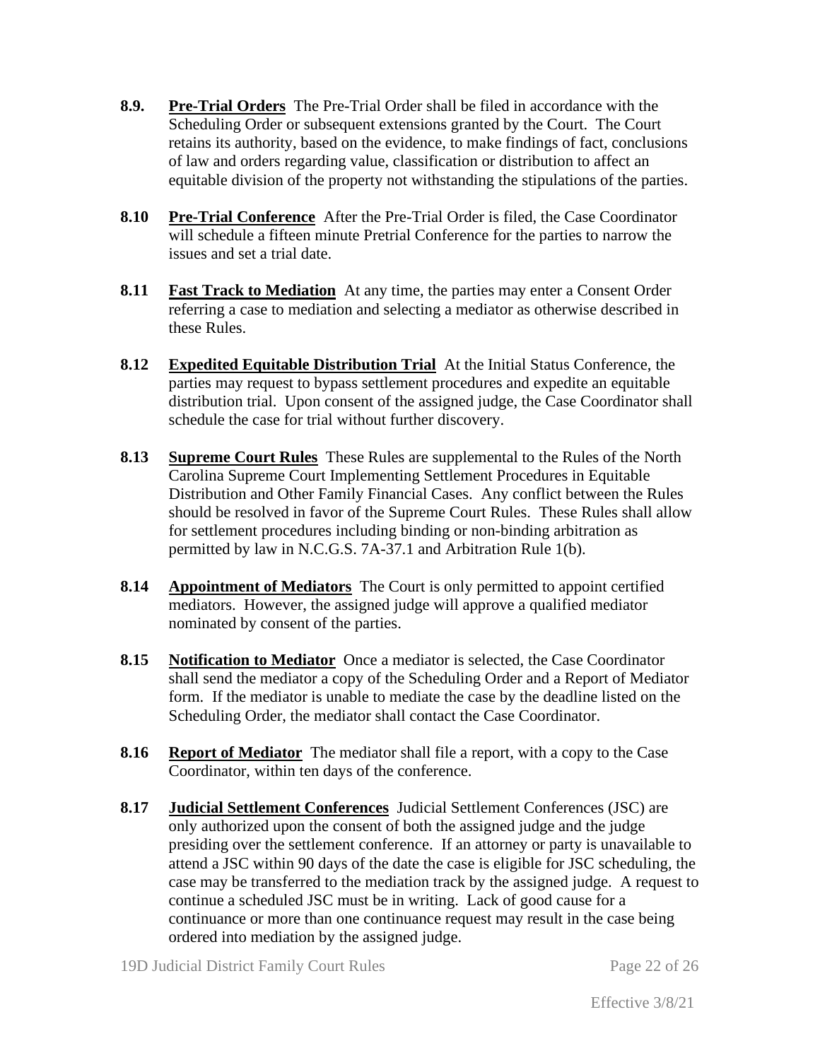**8.9.** **Pre-Trial Orders** The Pre-Trial Order shall be filed in accordance with the Scheduling Order or subsequent extensions granted by the Court. The Court retains its authority, based on the evidence, to make findings of fact, conclusions of law and orders regarding value, classification or distribution to affect an equitable division of the property not withstanding the stipulations of the parties.

**8.10** **Pre-Trial Conference** After the Pre-Trial Order is filed, the Case Coordinator will schedule a fifteen minute Pretrial Conference for the parties to narrow the issues and set a trial date.

**8.11** **Fast Track to Mediation** At any time, the parties may enter a Consent Order referring a case to mediation and selecting a mediator as otherwise described in these Rules.

**8.12** **Expedited Equitable Distribution Trial** At the Initial Status Conference, the parties may request to bypass settlement procedures and expedite an equitable distribution trial. Upon consent of the assigned judge, the Case Coordinator shall schedule the case for trial without further discovery.

**8.13** **Supreme Court Rules** These Rules are supplemental to the Rules of the North Carolina Supreme Court Implementing Settlement Procedures in Equitable Distribution and Other Family Financial Cases. Any conflict between the Rules should be resolved in favor of the Supreme Court Rules. These Rules shall allow for settlement procedures including binding or non-binding arbitration as permitted by law in N.C.G.S. 7A-37.1 and Arbitration Rule 1(b).

**8.14** **Appointment of Mediators** The Court is only permitted to appoint certified mediators. However, the assigned judge will approve a qualified mediator nominated by consent of the parties.

**8.15** **Notification to Mediator** Once a mediator is selected, the Case Coordinator shall send the mediator a copy of the Scheduling Order and a Report of Mediator form. If the mediator is unable to mediate the case by the deadline listed on the Scheduling Order, the mediator shall contact the Case Coordinator.

**8.16** **Report of Mediator** The mediator shall file a report, with a copy to the Case Coordinator, within ten days of the conference.

**8.17** **Judicial Settlement Conferences** Judicial Settlement Conferences (JSC) are only authorized upon the consent of both the assigned judge and the judge presiding over the settlement conference. If an attorney or party is unavailable to attend a JSC within 90 days of the date the case is eligible for JSC scheduling, the case may be transferred to the mediation track by the assigned judge. A request to continue a scheduled JSC must be in writing. Lack of good cause for a continuance or more than one continuance request may result in the case being ordered into mediation by the assigned judge.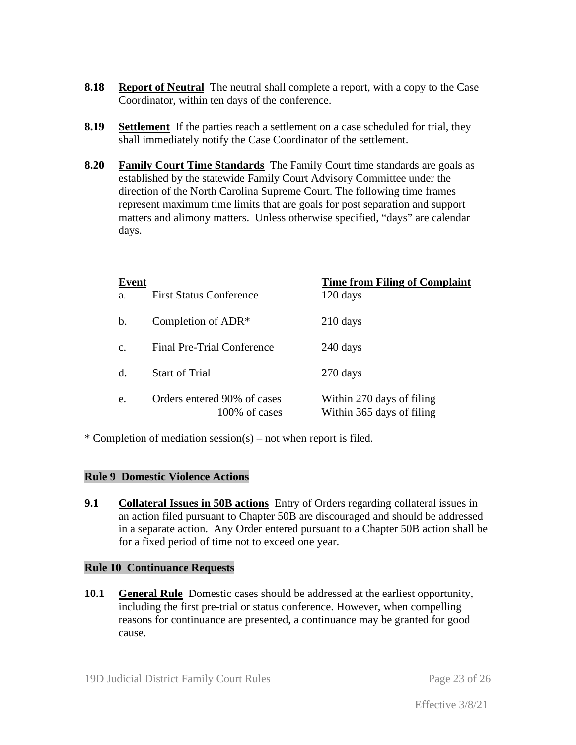**8.18** **Report of Neutral** The neutral shall complete a report, with a copy to the Case Coordinator, within ten days of the conference.

**8.19** **Settlement** If the parties reach a settlement on a case scheduled for trial, they shall immediately notify the Case Coordinator of the settlement.

**8.20** **Family Court Time Standards** The Family Court time standards are goals as established by the statewide Family Court Advisory Committee under the direction of the North Carolina Supreme Court. The following time frames represent maximum time limits that are goals for post separation and support matters and alimony matters. Unless otherwise specified, "days" are calendar days.

| **Event** | | **Time from Filing of Complaint** |
|---|---|---|
| a. | First Status Conference | 120 days |
| b. | Completion of ADR* | 210 days |
| c. | Final Pre-Trial Conference | 240 days |
| d. | Start of Trial | 270 days |
| e. | Orders entered 90% of cases | Within 270 days of filing |
| | 100% of cases | Within 365 days of filing |

* Completion of mediation session(s) – not when report is filed.

## Rule 9 Domestic Violence Actions

**9.1** **Collateral Issues in 50B actions** Entry of Orders regarding collateral issues in an action filed pursuant to Chapter 50B are discouraged and should be addressed in a separate action. Any Order entered pursuant to a Chapter 50B action shall be for a fixed period of time not to exceed one year.

## Rule 10 Continuance Requests

**10.1** **General Rule** Domestic cases should be addressed at the earliest opportunity, including the first pre-trial or status conference. However, when compelling reasons for continuance are presented, a continuance may be granted for good cause.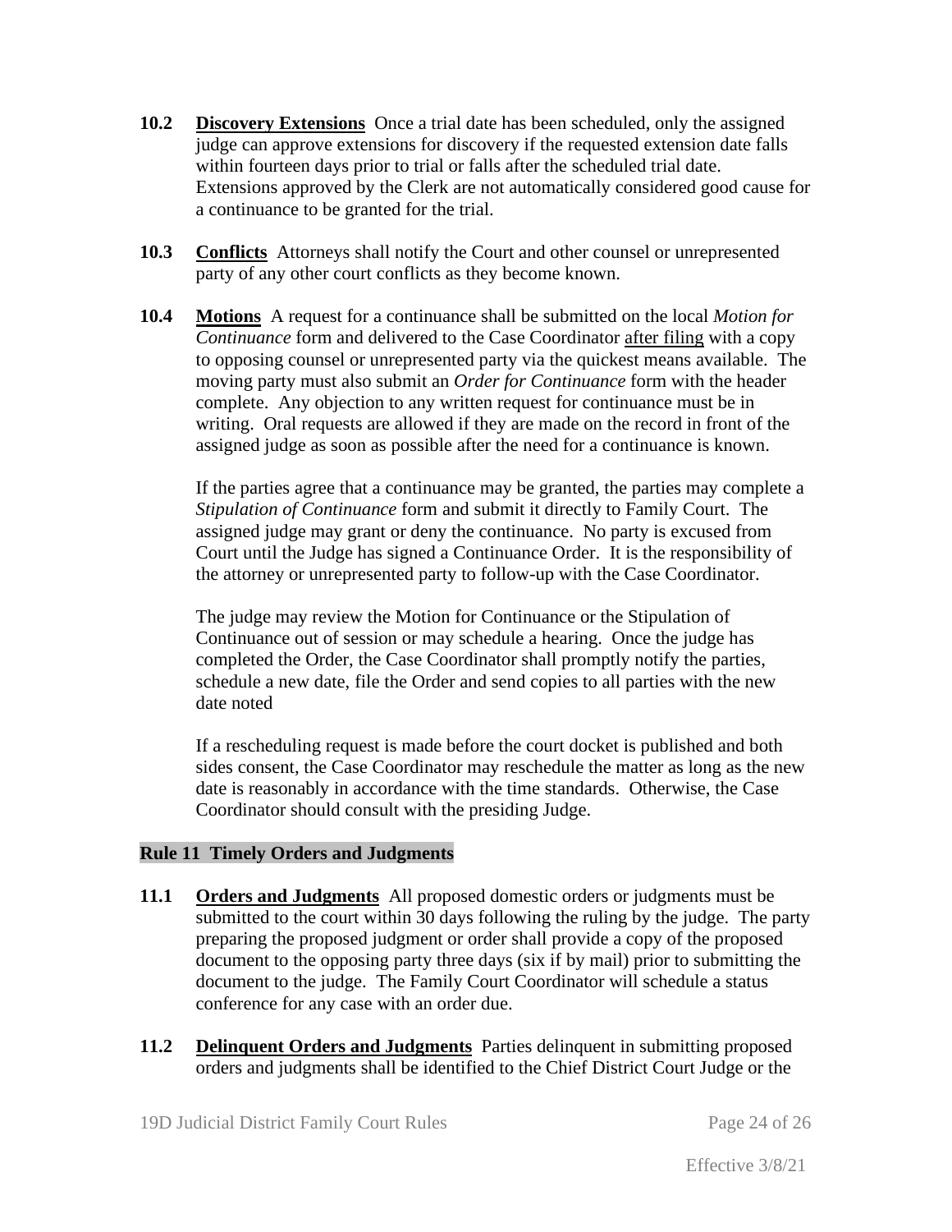**10.2 Discovery Extensions** Once a trial date has been scheduled, only the assigned judge can approve extensions for discovery if the requested extension date falls within fourteen days prior to trial or falls after the scheduled trial date. Extensions approved by the Clerk are not automatically considered good cause for a continuance to be granted for the trial.

**10.3 Conflicts** Attorneys shall notify the Court and other counsel or unrepresented party of any other court conflicts as they become known.

**10.4 Motions** A request for a continuance shall be submitted on the local *Motion for Continuance* form and delivered to the Case Coordinator after filing with a copy to opposing counsel or unrepresented party via the quickest means available. The moving party must also submit an *Order for Continuance* form with the header complete. Any objection to any written request for continuance must be in writing. Oral requests are allowed if they are made on the record in front of the assigned judge as soon as possible after the need for a continuance is known.

If the parties agree that a continuance may be granted, the parties may complete a *Stipulation of Continuance* form and submit it directly to Family Court. The assigned judge may grant or deny the continuance. No party is excused from Court until the Judge has signed a Continuance Order. It is the responsibility of the attorney or unrepresented party to follow-up with the Case Coordinator.

The judge may review the Motion for Continuance or the Stipulation of Continuance out of session or may schedule a hearing. Once the judge has completed the Order, the Case Coordinator shall promptly notify the parties, schedule a new date, file the Order and send copies to all parties with the new date noted

If a rescheduling request is made before the court docket is published and both sides consent, the Case Coordinator may reschedule the matter as long as the new date is reasonably in accordance with the time standards. Otherwise, the Case Coordinator should consult with the presiding Judge.

## Rule 11 Timely Orders and Judgments

**11.1 Orders and Judgments** All proposed domestic orders or judgments must be submitted to the court within 30 days following the ruling by the judge. The party preparing the proposed judgment or order shall provide a copy of the proposed document to the opposing party three days (six if by mail) prior to submitting the document to the judge. The Family Court Coordinator will schedule a status conference for any case with an order due.

**11.2 Delinquent Orders and Judgments** Parties delinquent in submitting proposed orders and judgments shall be identified to the Chief District Court Judge or the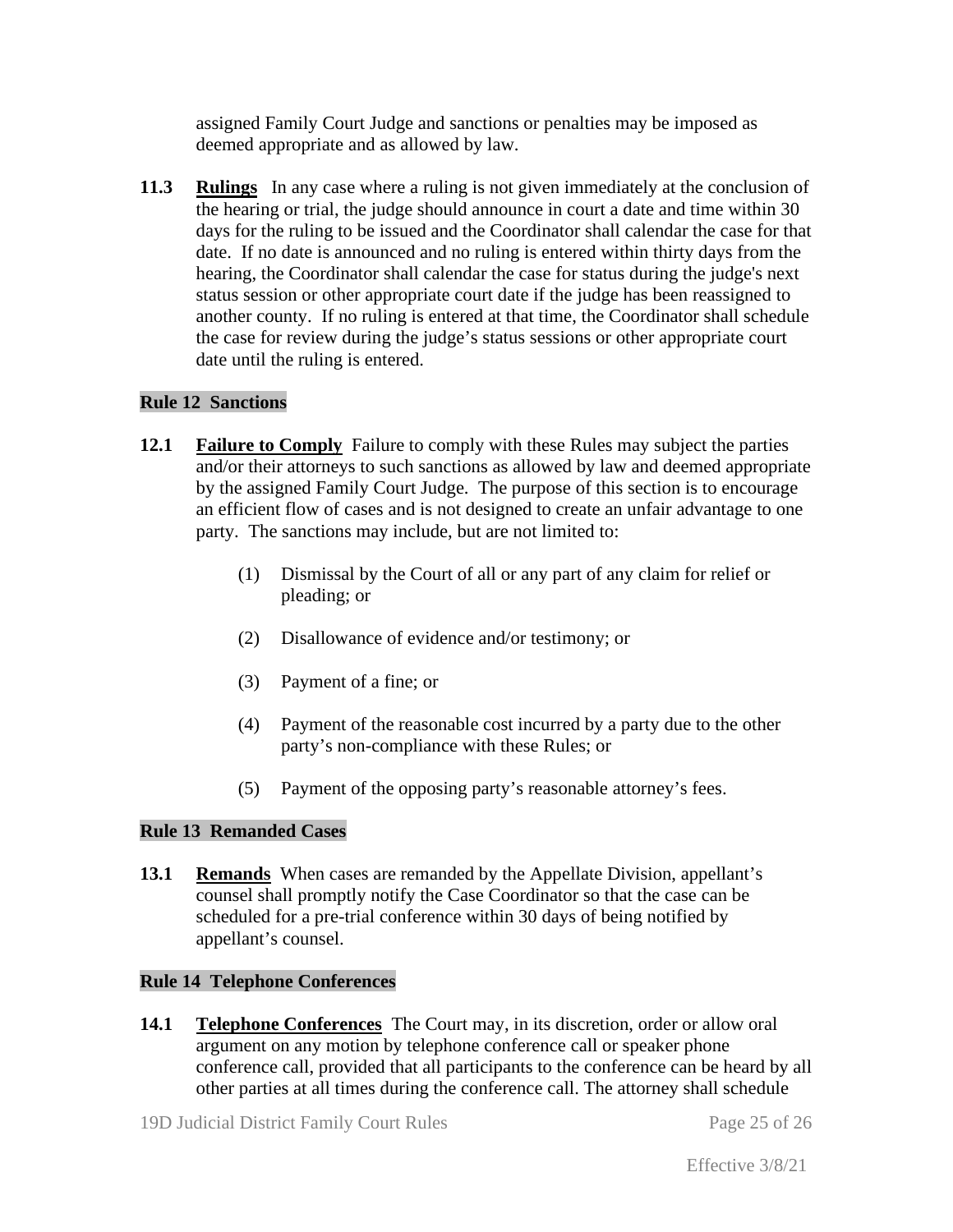assigned Family Court Judge and sanctions or penalties may be imposed as deemed appropriate and as allowed by law.

**11.3** **Rulings** In any case where a ruling is not given immediately at the conclusion of the hearing or trial, the judge should announce in court a date and time within 30 days for the ruling to be issued and the Coordinator shall calendar the case for that date. If no date is announced and no ruling is entered within thirty days from the hearing, the Coordinator shall calendar the case for status during the judge's next status session or other appropriate court date if the judge has been reassigned to another county. If no ruling is entered at that time, the Coordinator shall schedule the case for review during the judge's status sessions or other appropriate court date until the ruling is entered.

## Rule 12 Sanctions

**12.1** **Failure to Comply** Failure to comply with these Rules may subject the parties and/or their attorneys to such sanctions as allowed by law and deemed appropriate by the assigned Family Court Judge. The purpose of this section is to encourage an efficient flow of cases and is not designed to create an unfair advantage to one party. The sanctions may include, but are not limited to:

(1) Dismissal by the Court of all or any part of any claim for relief or pleading; or

(2) Disallowance of evidence and/or testimony; or

(3) Payment of a fine; or

(4) Payment of the reasonable cost incurred by a party due to the other party's non-compliance with these Rules; or

(5) Payment of the opposing party's reasonable attorney's fees.

## Rule 13 Remanded Cases

**13.1** **Remands** When cases are remanded by the Appellate Division, appellant's counsel shall promptly notify the Case Coordinator so that the case can be scheduled for a pre-trial conference within 30 days of being notified by appellant's counsel.

## Rule 14 Telephone Conferences

**14.1** **Telephone Conferences** The Court may, in its discretion, order or allow oral argument on any motion by telephone conference call or speaker phone conference call, provided that all participants to the conference can be heard by all other parties at all times during the conference call. The attorney shall schedule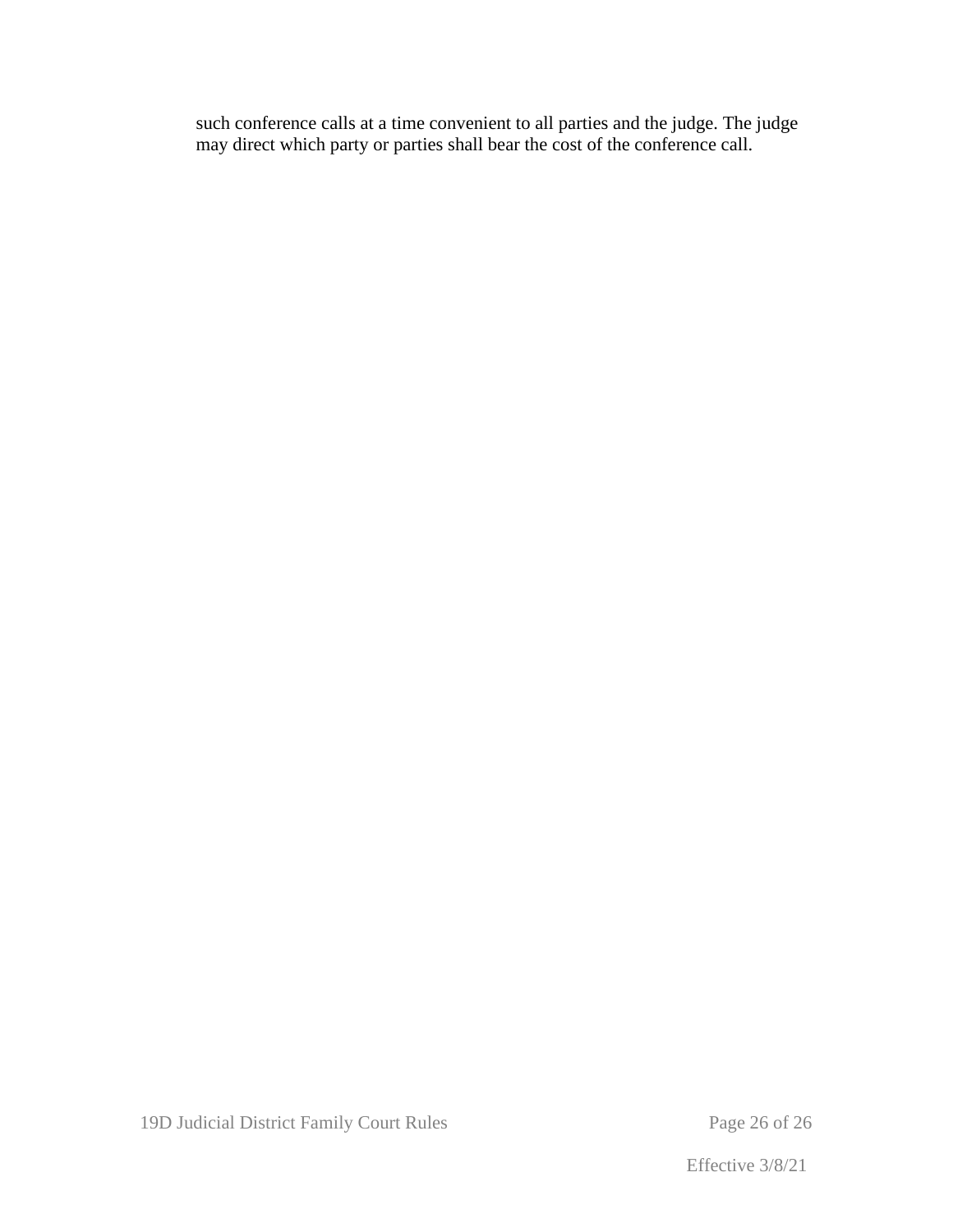such conference calls at a time convenient to all parties and the judge. The judge may direct which party or parties shall bear the cost of the conference call.